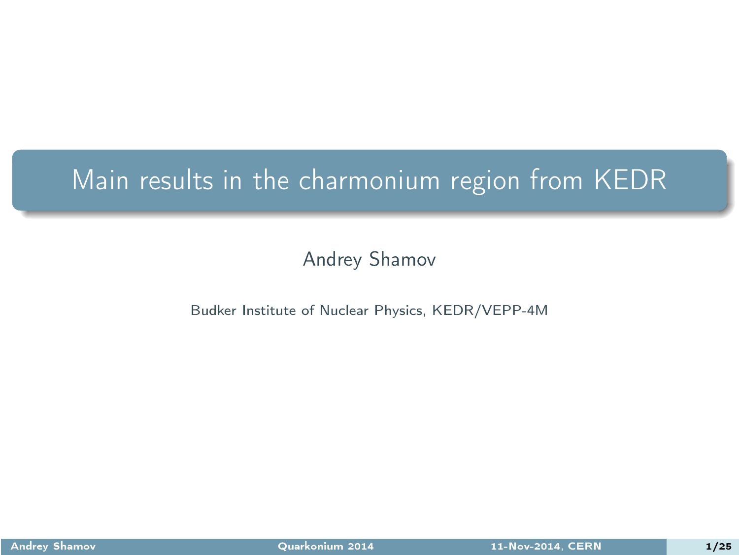# Main results in the charmonium region from KEDR

Andrey Shamov

Budker Institute of Nuclear Physics, KEDR/VEPP-4M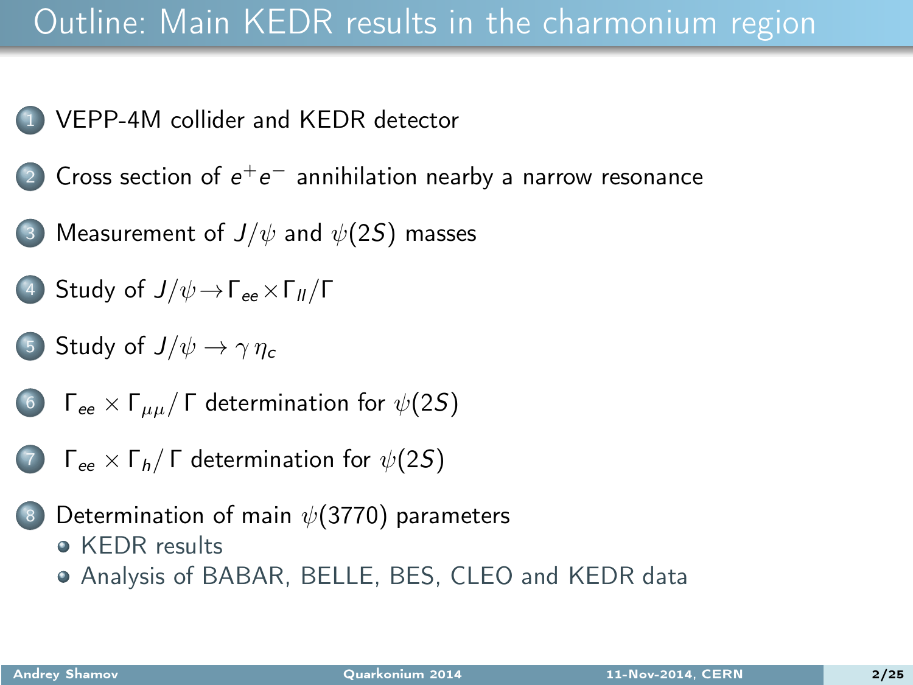# Outline: Main KEDR results in the charmonium region

1. VEPP-4M collider and KEDR detector
2. Cross section of $e^+e^-$ annihilation nearby a narrow resonance
3. Measurement of $J/\psi$ and $\psi(2S)$ masses
4. Study of $J/\psi \to \Gamma_{ee} \times \Gamma_{ll} / \Gamma$
5. Study of $J/\psi \to \gamma\, \eta_c$
6. $\Gamma_{ee} \times \Gamma_{\mu\mu} / \Gamma$ determination for $\psi(2S)$
7. $\Gamma_{ee} \times \Gamma_{h} / \Gamma$ determination for $\psi(2S)$
8. Determination of main $\psi(3770)$ parameters
   - KEDR results
   - Analysis of BABAR, BELLE, BES, CLEO and KEDR data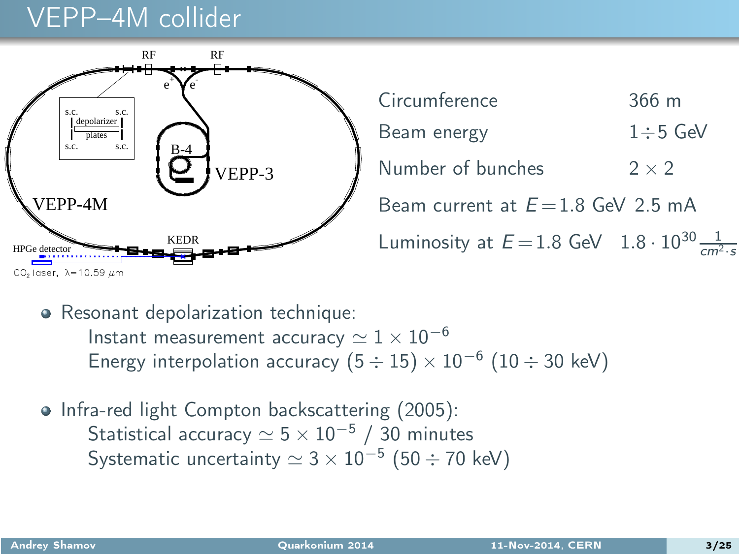# VEPP–4M collider

| | |
|---|---|
| Circumference | 366 m |
| Beam energy | $1 \div 5$ GeV |
| Number of bunches | $2 \times 2$ |
| Beam current at $E = 1.8$ GeV | 2.5 mA |
| Luminosity at $E = 1.8$ GeV | $1.8 \cdot 10^{30} \frac{1}{cm^2 \cdot s}$ |

- Resonant depolarization technique:
  - Instant measurement accuracy $\simeq 1 \times 10^{-6}$
  - Energy interpolation accuracy $(5 \div 15) \times 10^{-6}$ $(10 \div 30$ keV$)$
- Infra-red light Compton backscattering (2005):
  - Statistical accuracy $\simeq 5 \times 10^{-5}$ / 30 minutes
  - Systematic uncertainty $\simeq 3 \times 10^{-5}$ $(50 \div 70$ keV$)$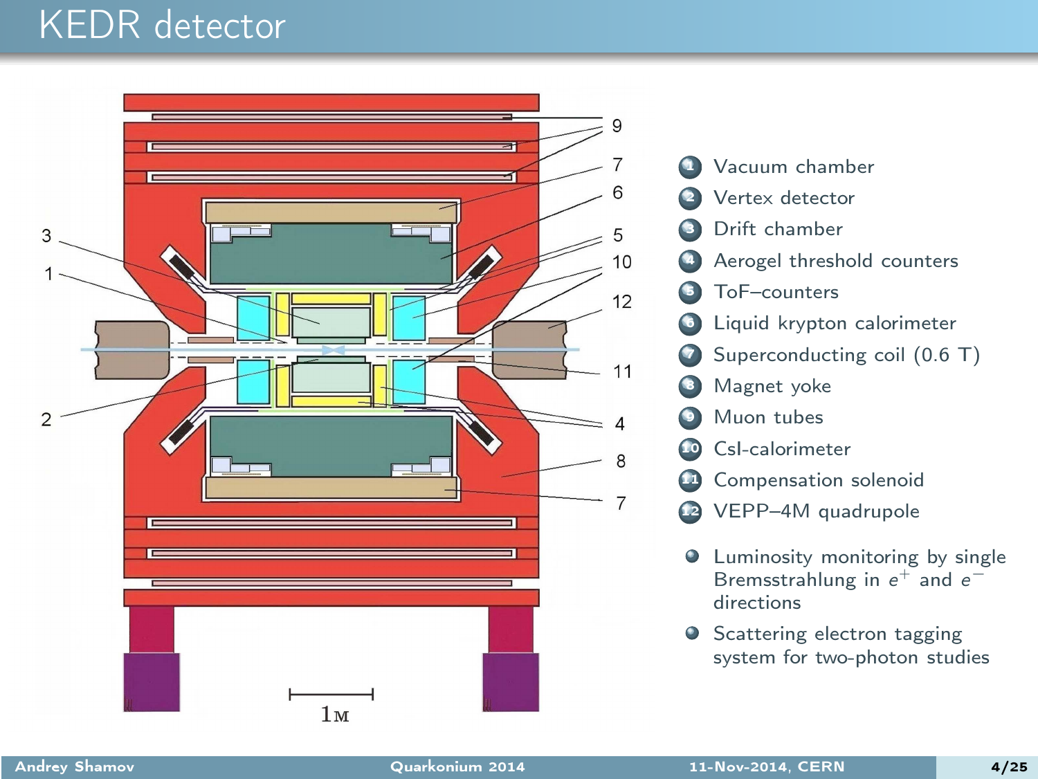# KEDR detector

1. Vacuum chamber
2. Vertex detector
3. Drift chamber
4. Aerogel threshold counters
5. ToF–counters
6. Liquid krypton calorimeter
7. Superconducting coil (0.6 T)
8. Magnet yoke
9. Muon tubes
10. CsI-calorimeter
11. Compensation solenoid
12. VEPP–4M quadrupole

- Luminosity monitoring by single Bremsstrahlung in $e^+$ and $e^-$ directions
- Scattering electron tagging system for two-photon studies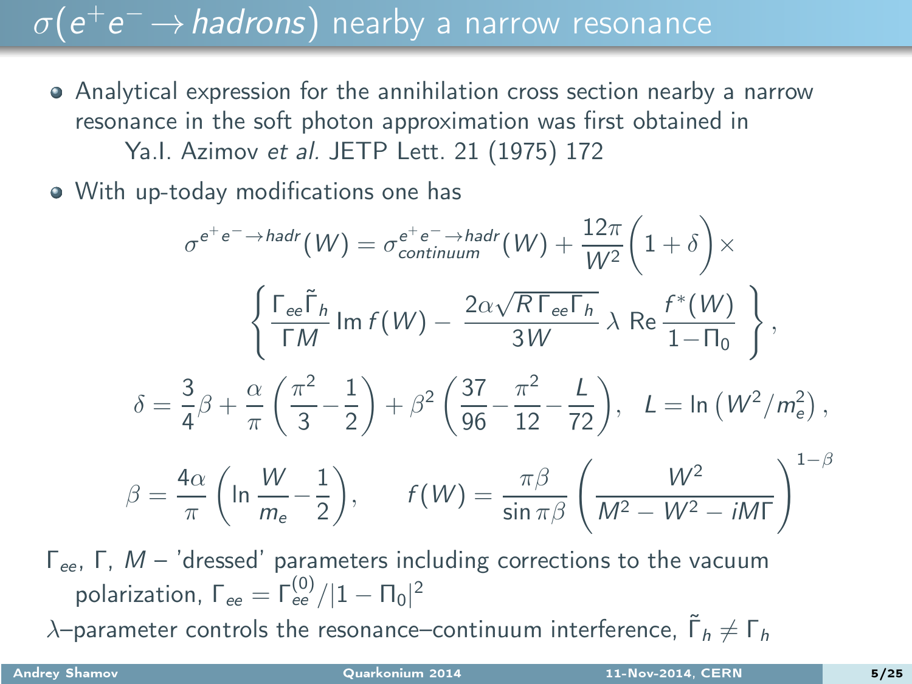# $\sigma(e^+e^- \to hadrons)$ nearby a narrow resonance

- Analytical expression for the annihilation cross section nearby a narrow resonance in the soft photon approximation was first obtained in
  Ya.I. Azimov *et al.* JETP Lett. 21 (1975) 172
- With up-today modifications one has

$$\sigma^{e^+e^-\to hadr}(W) = \sigma^{e^+e^-\to hadr}_{continuum}(W) + \frac{12\pi}{W^2}\Big(1+\delta\Big)\times$$

$$\left\{ \frac{\Gamma_{ee}\tilde{\Gamma}_h}{\Gamma M}\,\mathrm{Im}\, f(W) - \frac{2\alpha\sqrt{R\,\Gamma_{ee}\Gamma_h}}{3W}\,\lambda\,\mathrm{Re}\,\frac{f^*(W)}{1-\Pi_0} \right\},$$

$$\delta = \frac{3}{4}\beta + \frac{\alpha}{\pi}\left(\frac{\pi^2}{3}-\frac{1}{2}\right) + \beta^2\left(\frac{37}{96}-\frac{\pi^2}{12}-\frac{L}{72}\right),\quad L=\ln\left(W^2/m_e^2\right),$$

$$\beta = \frac{4\alpha}{\pi}\left(\ln\frac{W}{m_e}-\frac{1}{2}\right),\qquad f(W) = \frac{\pi\beta}{\sin\pi\beta}\left(\frac{W^2}{M^2-W^2-iM\Gamma}\right)^{1-\beta}$$

$\Gamma_{ee}$, $\Gamma$, $M$ – 'dressed' parameters including corrections to the vacuum polarization, $\Gamma_{ee} = \Gamma^{(0)}_{ee}/|1-\Pi_0|^2$

$\lambda$–parameter controls the resonance–continuum interference, $\tilde{\Gamma}_h \neq \Gamma_h$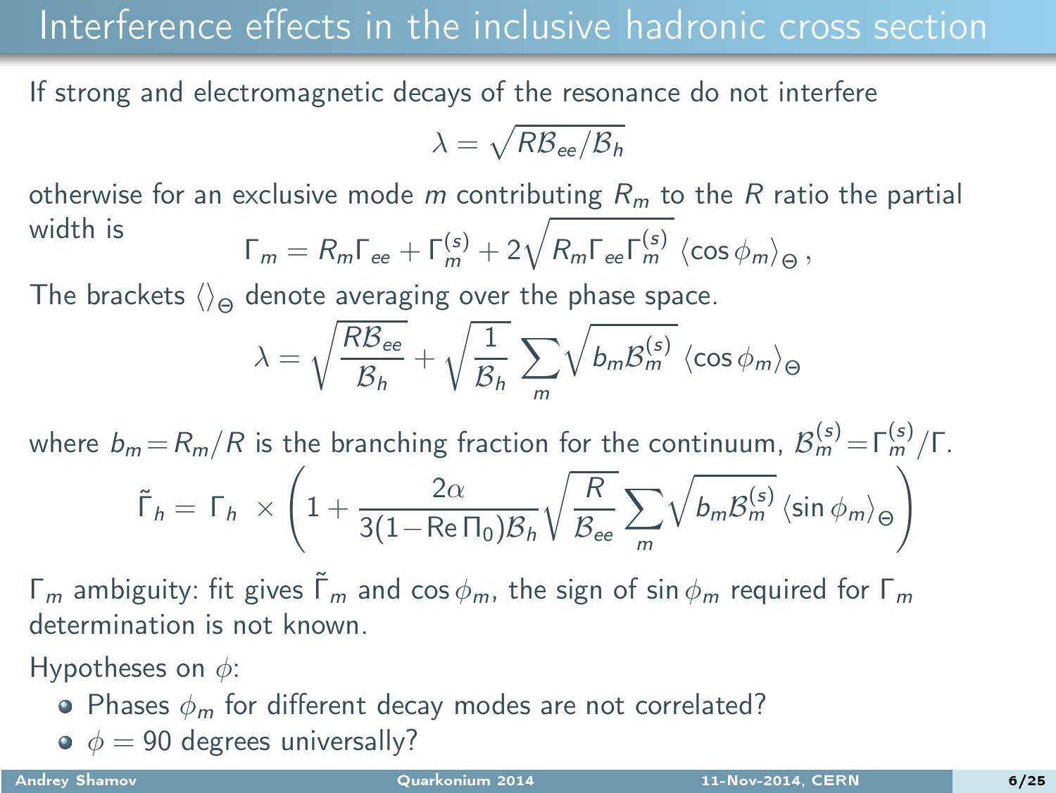# Interference effects in the inclusive hadronic cross section

If strong and electromagnetic decays of the resonance do not interfere

$$\lambda = \sqrt{R\mathcal{B}_{ee}/\mathcal{B}_h}$$

otherwise for an exclusive mode $m$ contributing $R_m$ to the $R$ ratio the partial width is

$$\Gamma_m = R_m\Gamma_{ee} + \Gamma_m^{(s)} + 2\sqrt{R_m\Gamma_{ee}\Gamma_m^{(s)}}\,\langle\cos\phi_m\rangle_\Theta\,,$$

The brackets $\langle\rangle_\Theta$ denote averaging over the phase space.

$$\lambda = \sqrt{\frac{R\mathcal{B}_{ee}}{\mathcal{B}_h}} + \sqrt{\frac{1}{\mathcal{B}_h}}\sum_m\sqrt{b_m\mathcal{B}_m^{(s)}}\,\langle\cos\phi_m\rangle_\Theta$$

where $b_m = R_m/R$ is the branching fraction for the continuum, $\mathcal{B}_m^{(s)} = \Gamma_m^{(s)}/\Gamma$.

$$\tilde{\Gamma}_h = \Gamma_h \;\times\left(1 + \frac{2\alpha}{3(1-\mathrm{Re}\,\Pi_0)\mathcal{B}_h}\sqrt{\frac{R}{\mathcal{B}_{ee}}}\sum_m\sqrt{b_m\mathcal{B}_m^{(s)}}\,\langle\sin\phi_m\rangle_\Theta\right)$$

$\Gamma_m$ ambiguity: fit gives $\tilde{\Gamma}_m$ and $\cos\phi_m$, the sign of $\sin\phi_m$ required for $\Gamma_m$ determination is not known.

Hypotheses on $\phi$:

- Phases $\phi_m$ for different decay modes are not correlated?
- $\phi = 90$ degrees universally?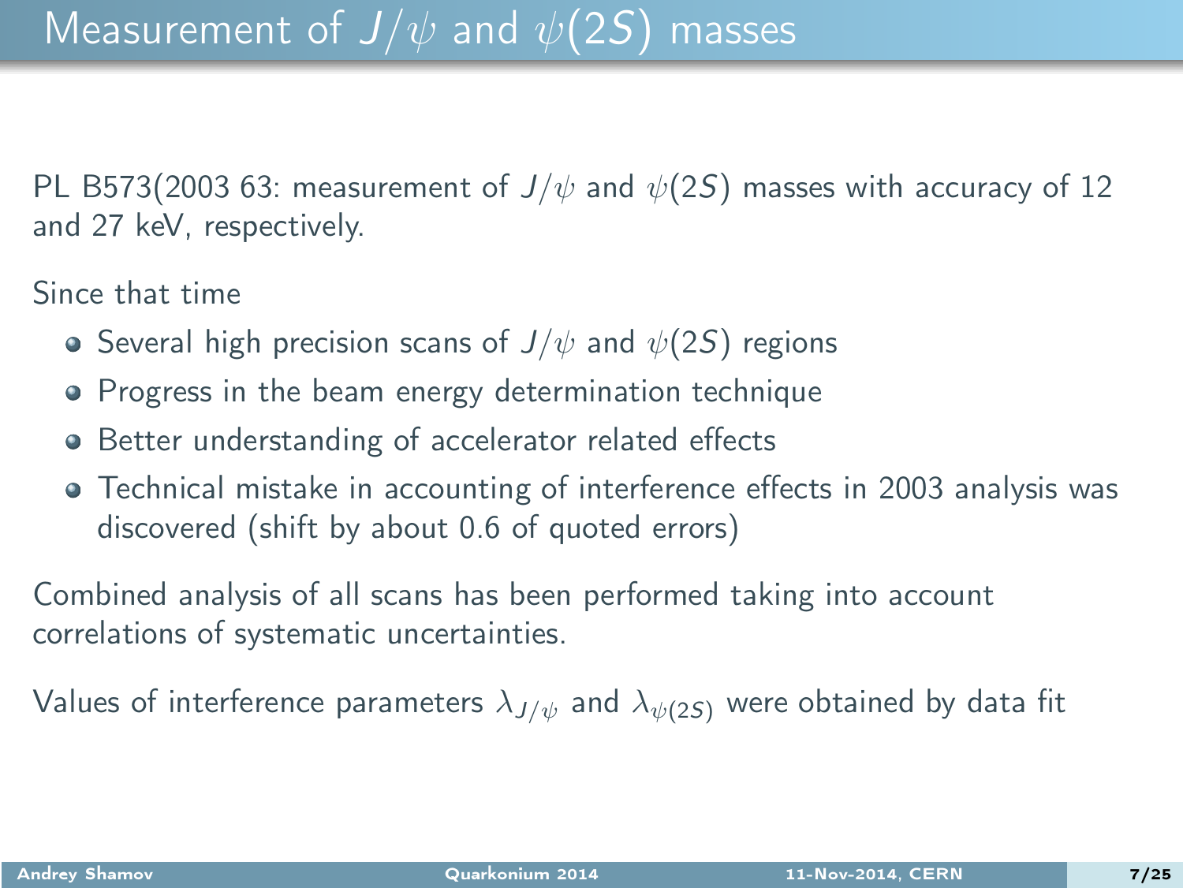# Measurement of $J/\psi$ and $\psi(2S)$ masses

PL B573(2003 63: measurement of $J/\psi$ and $\psi(2S)$ masses with accuracy of 12 and 27 keV, respectively.

Since that time

- Several high precision scans of $J/\psi$ and $\psi(2S)$ regions
- Progress in the beam energy determination technique
- Better understanding of accelerator related effects
- Technical mistake in accounting of interference effects in 2003 analysis was discovered (shift by about 0.6 of quoted errors)

Combined analysis of all scans has been performed taking into account correlations of systematic uncertainties.

Values of interference parameters $\lambda_{J/\psi}$ and $\lambda_{\psi(2S)}$ were obtained by data fit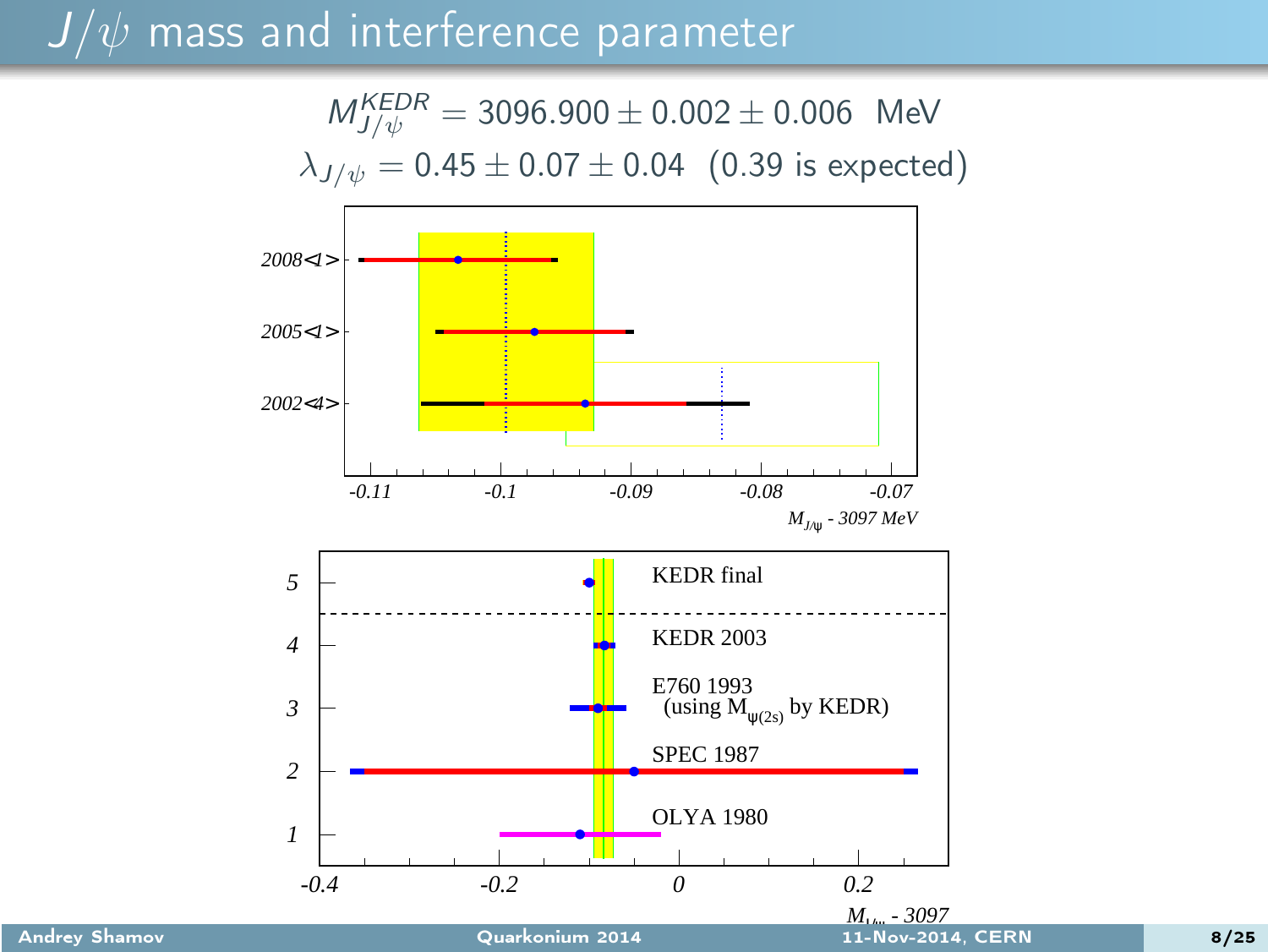# $J/\psi$ mass and interference parameter

$$M_{J/\psi}^{KEDR} = 3096.900 \pm 0.002 \pm 0.006 \ \ \text{MeV}$$

$$\lambda_{J/\psi} = 0.45 \pm 0.07 \pm 0.04 \ \ (0.39 \text{ is expected})$$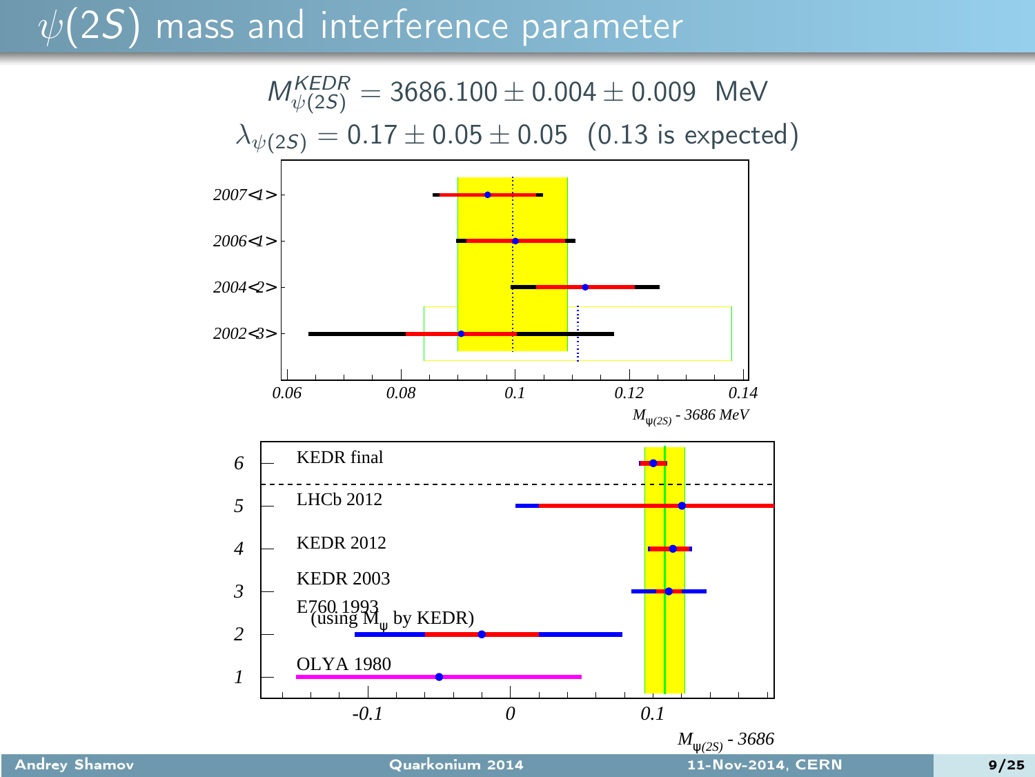# $\psi(2S)$ mass and interference parameter

$$M_{\psi(2S)}^{KEDR} = 3686.100 \pm 0.004 \pm 0.009 \ \ \text{MeV}$$

$$\lambda_{\psi(2S)} = 0.17 \pm 0.05 \pm 0.05 \ \ (0.13 \text{ is expected})$$

2007<1>

2006<1>

2004<2>

2002<3>

0.06 0.08 0.1 0.12 0.14

$M_{\psi(2S)}$ - 3686 MeV

6 KEDR final

5 LHCb 2012

4 KEDR 2012

3 KEDR 2003

2 E760 1993 (using $M_\psi$ by KEDR)

1 OLYA 1980

-0.1 0 0.1

$M_{\psi(2S)}$ - 3686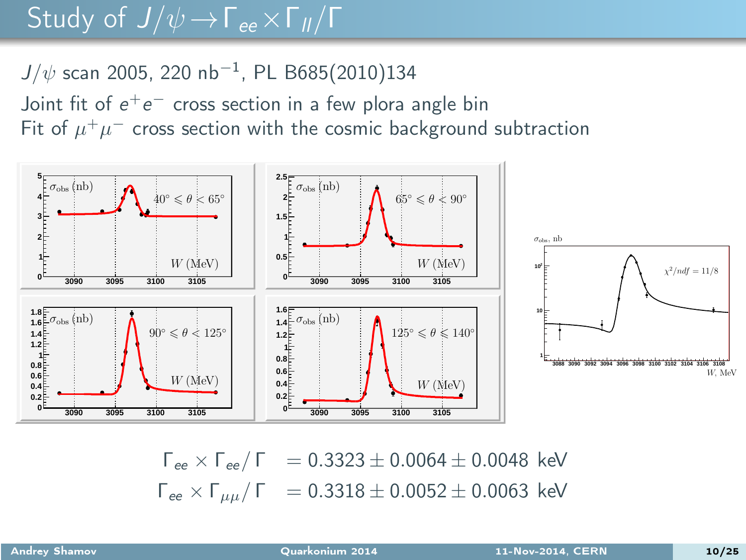# Study of $J/\psi \to \Gamma_{ee} \times \Gamma_{ll}/\Gamma$

$J/\psi$ scan 2005, 220 nb$^{-1}$, PL B685(2010)134

Joint fit of $e^+e^-$ cross section in a few plora angle bin

Fit of $\mu^+\mu^-$ cross section with the cosmic background subtraction

$$\Gamma_{ee} \times \Gamma_{ee}/\Gamma = 0.3323 \pm 0.0064 \pm 0.0048 \text{ keV}$$

$$\Gamma_{ee} \times \Gamma_{\mu\mu}/\Gamma = 0.3318 \pm 0.0052 \pm 0.0063 \text{ keV}$$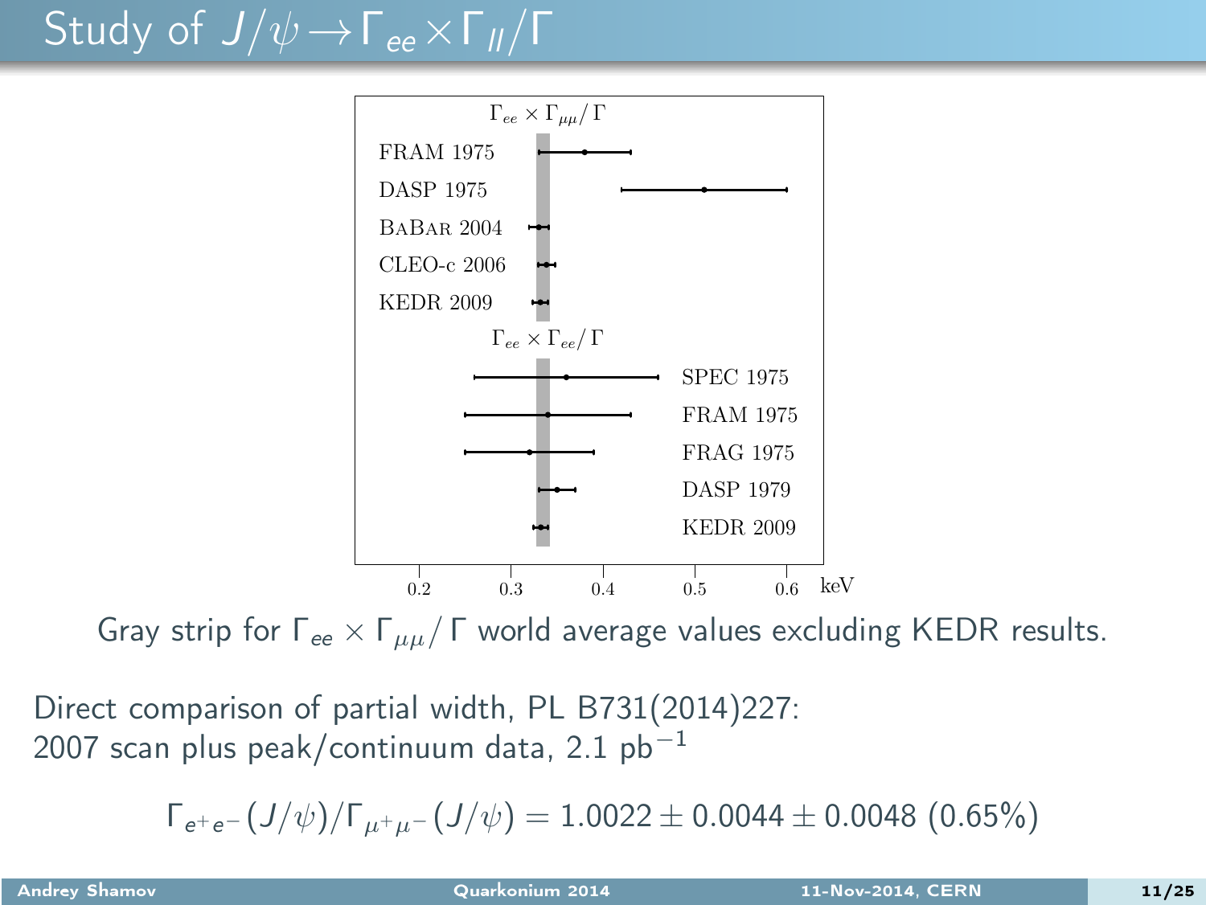# Study of $J/\psi \to \Gamma_{ee} \times \Gamma_{ll}/\Gamma$

Gray strip for $\Gamma_{ee} \times \Gamma_{\mu\mu}/\,\Gamma$ world average values excluding KEDR results.

Direct comparison of partial width, PL B731(2014)227:
2007 scan plus peak/continuum data, 2.1 pb$^{-1}$

$$\Gamma_{e^+e^-}(J/\psi)/\Gamma_{\mu^+\mu^-}(J/\psi) = 1.0022 \pm 0.0044 \pm 0.0048 \ (0.65\%)$$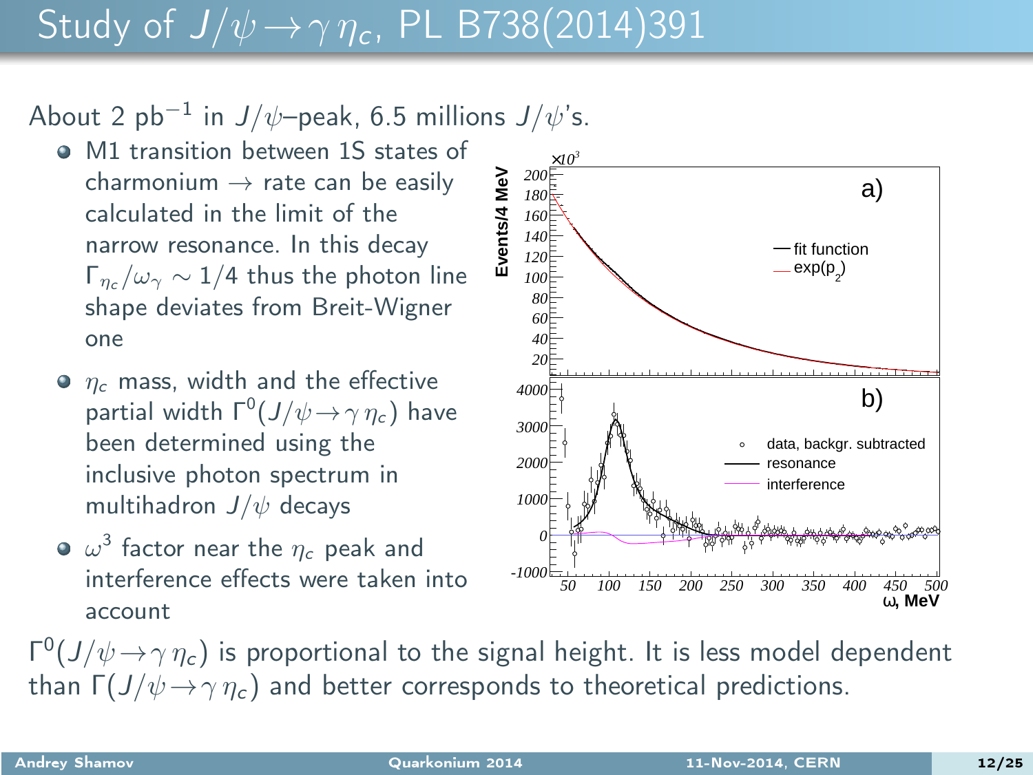# Study of $J/\psi \to \gamma\,\eta_c$, PL B738(2014)391

About 2 $\text{pb}^{-1}$ in $J/\psi$–peak, 6.5 millions $J/\psi$'s.

- M1 transition between 1S states of charmonium $\to$ rate can be easily calculated in the limit of the narrow resonance. In this decay $\Gamma_{\eta_c}/\omega_\gamma \sim 1/4$ thus the photon line shape deviates from Breit-Wigner one
- $\eta_c$ mass, width and the effective partial width $\Gamma^0(J/\psi \to \gamma\,\eta_c)$ have been determined using the inclusive photon spectrum in multihadron $J/\psi$ decays
- $\omega^3$ factor near the $\eta_c$ peak and interference effects were taken into account

$\Gamma^0(J/\psi \to \gamma\,\eta_c)$ is proportional to the signal height. It is less model dependent than $\Gamma(J/\psi \to \gamma\,\eta_c)$ and better corresponds to theoretical predictions.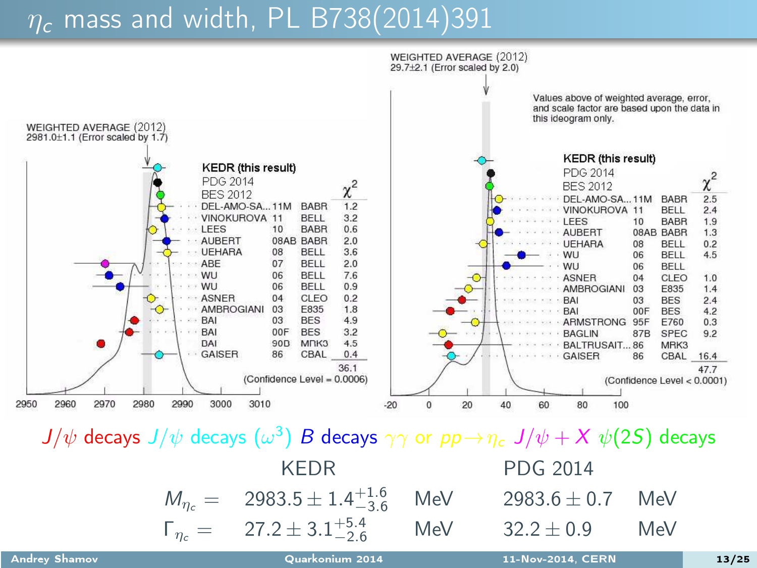# $\eta_c$ mass and width, PL B738(2014)391

**Mass ideogram**

WEIGHTED AVERAGE (2012)
2981.0±1.1 (Error scaled by 1.7)

| Measurement | | | $\chi^2$ |
|---|---|---|---|
| KEDR (this result) | | | |
| PDG 2014 | | | |
| BES 2012 | | | |
| DEL-AMO-SA... | 11M | BABR | 1.2 |
| VINOKUROVA | 11 | BELL | 3.2 |
| LEES | 10 | BABR | 0.6 |
| AUBERT | 08AB | BABR | 2.0 |
| UEHARA | 08 | BELL | 3.6 |
| ABE | 07 | BELL | 2.0 |
| WU | 06 | BELL | 7.6 |
| WU | 06 | BELL | 0.9 |
| ASNER | 04 | CLEO | 0.2 |
| AMBROGIANI | 03 | E835 | 1.8 |
| BAI | 03 | BES | 4.9 |
| BAI | 00F | BES | 3.2 |
| DAI | 90D | MRK3 | 4.5 |
| GAISER | 86 | CBAL | 0.4 |
| | | | 36.1 |

(Confidence Level = 0.0006)

**Width ideogram**

WEIGHTED AVERAGE (2012)
29.7±2.1 (Error scaled by 2.0)

Values above of weighted average, error, and scale factor are based upon the data in this ideogram only.

| Measurement | | | $\chi^2$ |
|---|---|---|---|
| KEDR (this result) | | | |
| PDG 2014 | | | |
| BES 2012 | | | |
| DEL-AMO-SA... | 11M | BABR | 2.5 |
| VINOKUROVA | 11 | BELL | 2.4 |
| LEES | 10 | BABR | 1.9 |
| AUBERT | 08AB | BABR | 1.3 |
| UEHARA | 08 | BELL | 0.2 |
| WU | 06 | BELL | 4.5 |
| WU | 06 | BELL | |
| ASNER | 04 | CLEO | 1.0 |
| AMBROGIANI | 03 | E835 | 1.4 |
| BAI | 03 | BES | 2.4 |
| BAI | 00F | BES | 4.2 |
| ARMSTRONG | 95F | E760 | 0.3 |
| BAGLIN | 87B | SPEC | 9.2 |
| BALTRUSAIT... | 86 | MRK3 | |
| GAISER | 86 | CBAL | 16.4 |
| | | | 47.7 |

(Confidence Level < 0.0001)

$J/\psi$ decays $J/\psi$ decays $(\omega^3)$ $B$ decays $\gamma\gamma$ or $pp \to \eta_c$ $J/\psi + X$ $\psi(2S)$ decays

| | KEDR | | PDG 2014 | |
|---|---|---|---|---|
| $M_{\eta_c} =$ | $2983.5 \pm 1.4^{+1.6}_{-3.6}$ | MeV | $2983.6 \pm 0.7$ | MeV |
| $\Gamma_{\eta_c} =$ | $27.2 \pm 3.1^{+5.4}_{-2.6}$ | MeV | $32.2 \pm 0.9$ | MeV |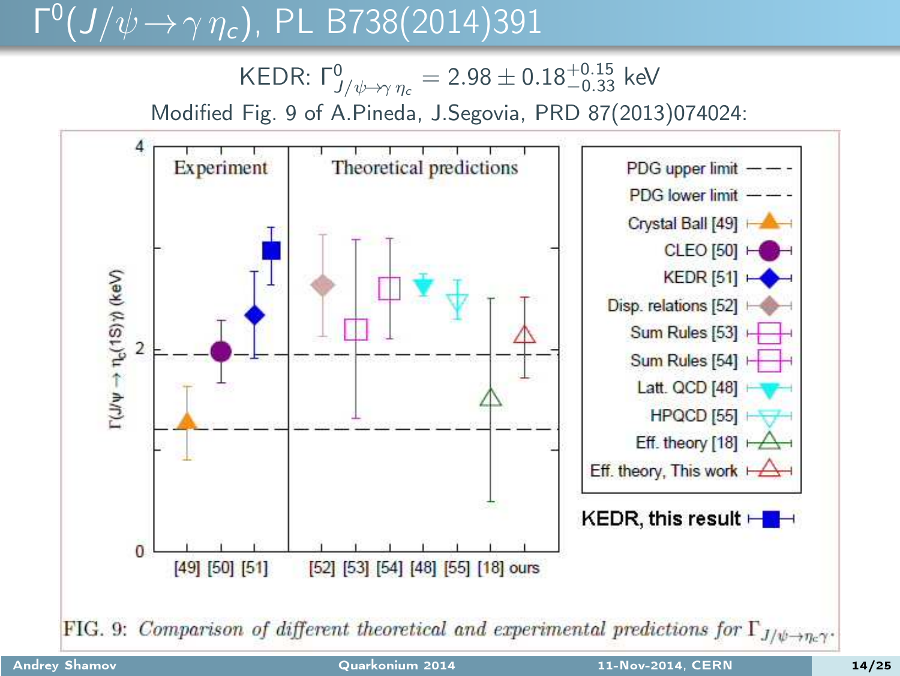# $\Gamma^0(J/\psi \to \gamma\,\eta_c)$, PL B738(2014)391

KEDR: $\Gamma^0_{J/\psi\to\gamma\,\eta_c} = 2.98 \pm 0.18^{+0.15}_{-0.33}$ keV

Modified Fig. 9 of A.Pineda, J.Segovia, PRD 87(2013)074024:

FIG. 9: *Comparison of different theoretical and experimental predictions for* $\Gamma_{J/\psi\to\eta_c\gamma}$.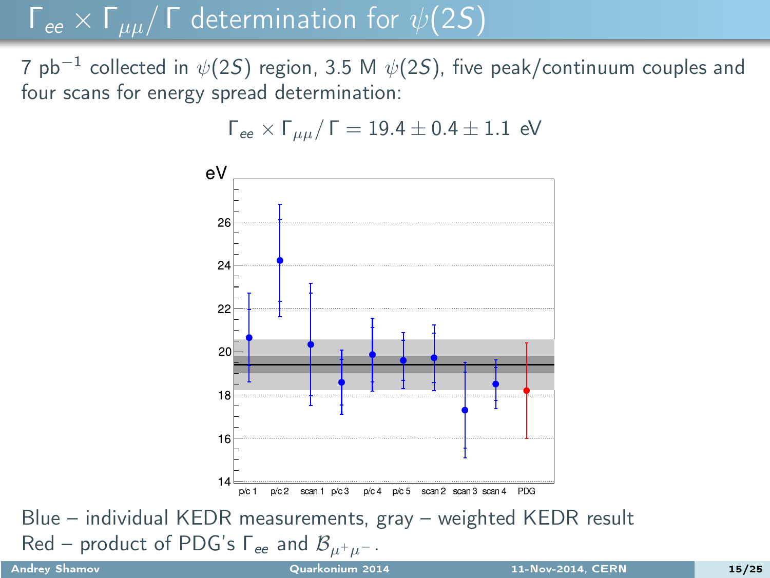# $\Gamma_{ee} \times \Gamma_{\mu\mu}/\,\Gamma$ determination for $\psi(2S)$

7 pb$^{-1}$ collected in $\psi(2S)$ region, 3.5 M $\psi(2S)$, five peak/continuum couples and four scans for energy spread determination:

$$\Gamma_{ee} \times \Gamma_{\mu\mu}/\,\Gamma = 19.4 \pm 0.4 \pm 1.1 \text{ eV}$$

Blue – individual KEDR measurements, gray – weighted KEDR result

Red – product of PDG's $\Gamma_{ee}$ and $\mathcal{B}_{\mu^+\mu^-}$.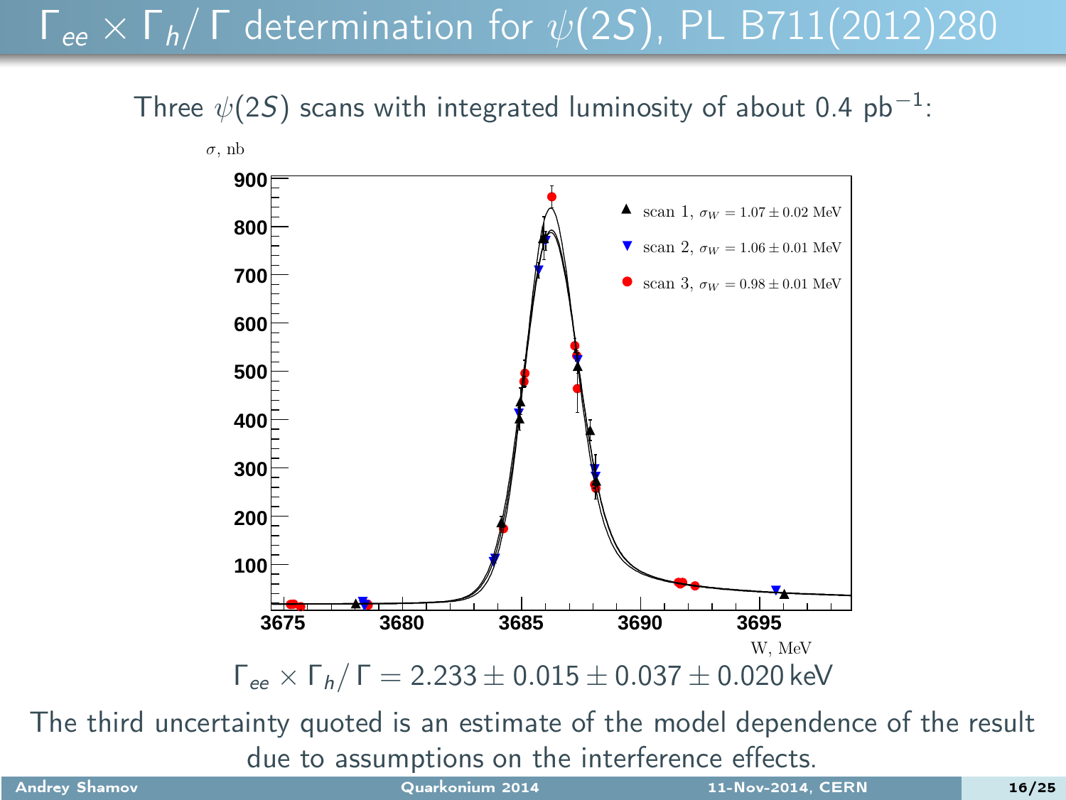# $\Gamma_{ee} \times \Gamma_h / \Gamma$ determination for $\psi(2S)$, PL B711(2012)280

Three $\psi(2S)$ scans with integrated luminosity of about 0.4 pb$^{-1}$:

$\sigma$, nb

- scan 1, $\sigma_W = 1.07 \pm 0.02$ MeV
- scan 2, $\sigma_W = 1.06 \pm 0.01$ MeV
- scan 3, $\sigma_W = 0.98 \pm 0.01$ MeV

W, MeV

$$\Gamma_{ee} \times \Gamma_h / \Gamma = 2.233 \pm 0.015 \pm 0.037 \pm 0.020\,\text{keV}$$

The third uncertainty quoted is an estimate of the model dependence of the result due to assumptions on the interference effects.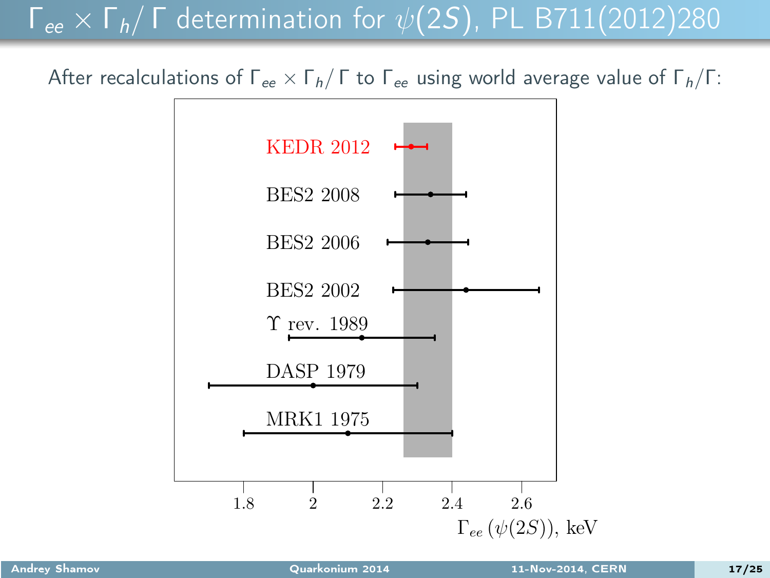# $\Gamma_{ee} \times \Gamma_h / \Gamma$ determination for $\psi(2S)$, PL B711(2012)280

After recalculations of $\Gamma_{ee} \times \Gamma_h / \Gamma$ to $\Gamma_{ee}$ using world average value of $\Gamma_h / \Gamma$:

KEDR 2012

BES2 2008

BES2 2006

BES2 2002

$\Upsilon$ rev. 1989

DASP 1979

MRK1 1975

1.8 2 2.2 2.4 2.6

$\Gamma_{ee}\,(\psi(2S))$, keV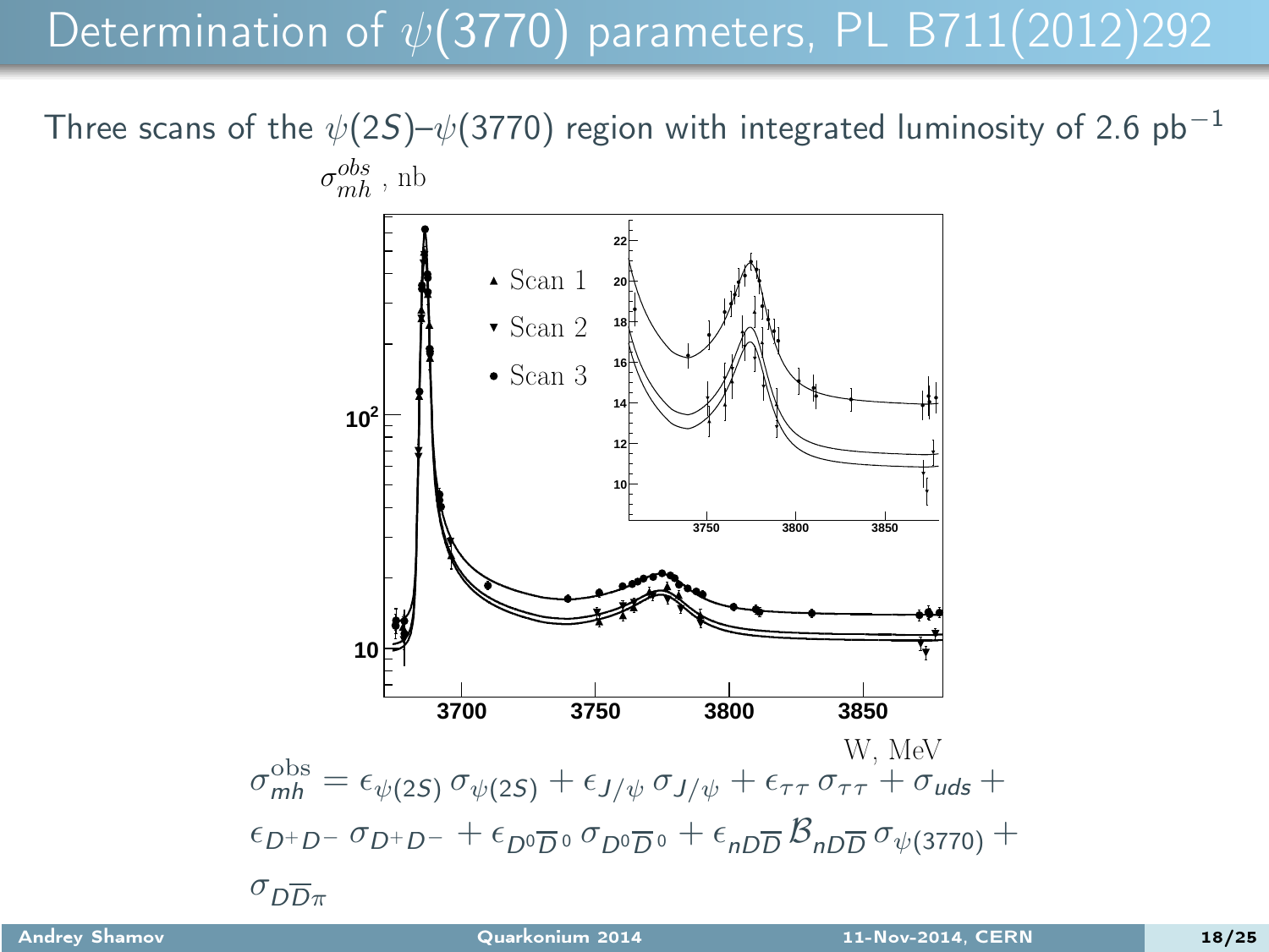# Determination of $\psi(3770)$ parameters, PL B711(2012)292

Three scans of the $\psi(2S)$–$\psi(3770)$ region with integrated luminosity of 2.6 pb$^{-1}$

$\sigma_{mh}^{obs}$, nb

▲ Scan 1

▼ Scan 2

● Scan 3

W, MeV

$$\sigma_{mh}^{\rm obs} = \epsilon_{\psi(2S)}\,\sigma_{\psi(2S)} + \epsilon_{J/\psi}\,\sigma_{J/\psi} + \epsilon_{\tau\tau}\,\sigma_{\tau\tau} + \sigma_{uds} + \epsilon_{D^+D^-}\,\sigma_{D^+D^-} + \epsilon_{D^0\overline{D}^0}\,\sigma_{D^0\overline{D}^0} + \epsilon_{nD\overline{D}}\,\mathcal{B}_{nD\overline{D}}\,\sigma_{\psi(3770)} + \sigma_{D\overline{D}\pi}$$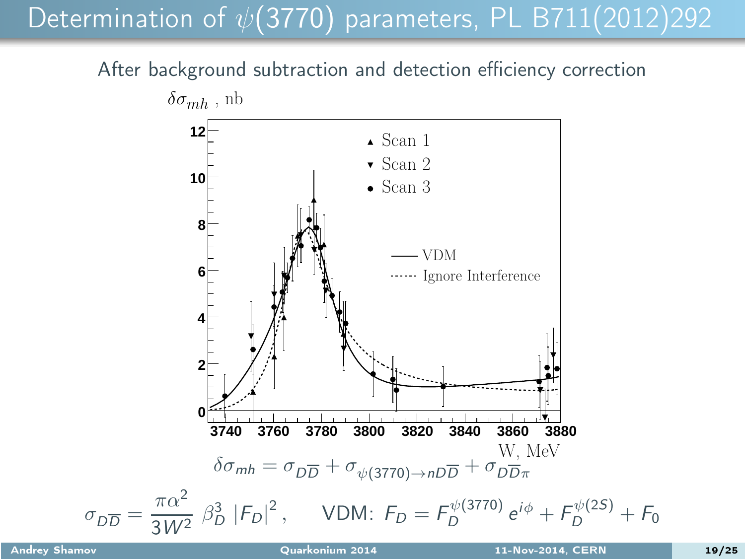# Determination of $\psi(3770)$ parameters, PL B711(2012)292

After background subtraction and detection efficiency correction

$$\delta\sigma_{mh} = \sigma_{D\overline{D}} + \sigma_{\psi(3770)\to nD\overline{D}} + \sigma_{D\overline{D}\pi}$$

$$\sigma_{D\overline{D}} = \frac{\pi\alpha^2}{3W^2}\,\beta_D^3\,|F_D|^2\,, \qquad \text{VDM: } F_D = F_D^{\psi(3770)}\,e^{i\phi} + F_D^{\psi(2S)} + F_0$$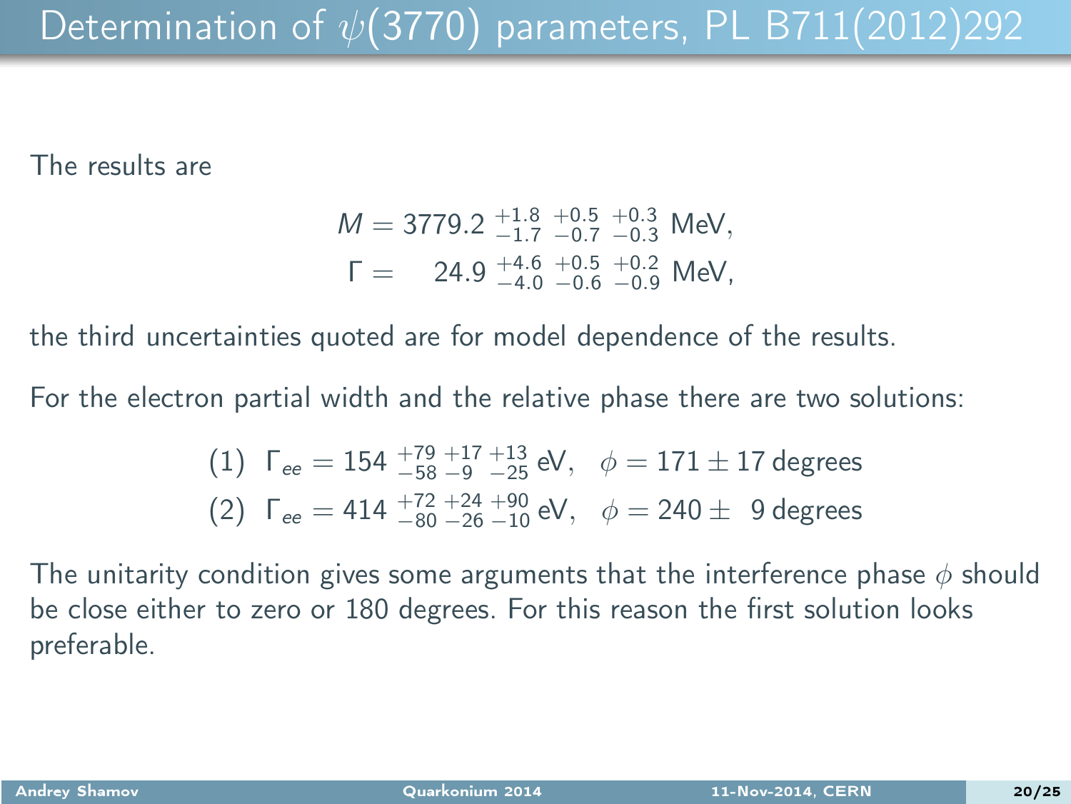# Determination of $\psi(3770)$ parameters, PL B711(2012)292

The results are

$$M = 3779.2 \, ^{+1.8}_{-1.7} \, ^{+0.5}_{-0.7} \, ^{+0.3}_{-0.3} \text{ MeV},$$

$$\Gamma = 24.9 \, ^{+4.6}_{-4.0} \, ^{+0.5}_{-0.6} \, ^{+0.2}_{-0.9} \text{ MeV},$$

the third uncertainties quoted are for model dependence of the results.

For the electron partial width and the relative phase there are two solutions:

$$(1) \quad \Gamma_{ee} = 154 \, ^{+79}_{-58} \, ^{+17}_{-9} \, ^{+13}_{-25} \text{ eV}, \quad \phi = 171 \pm 17 \text{ degrees}$$

$$(2) \quad \Gamma_{ee} = 414 \, ^{+72}_{-80} \, ^{+24}_{-26} \, ^{+90}_{-10} \text{ eV}, \quad \phi = 240 \pm 9 \text{ degrees}$$

The unitarity condition gives some arguments that the interference phase $\phi$ should be close either to zero or 180 degrees. For this reason the first solution looks preferable.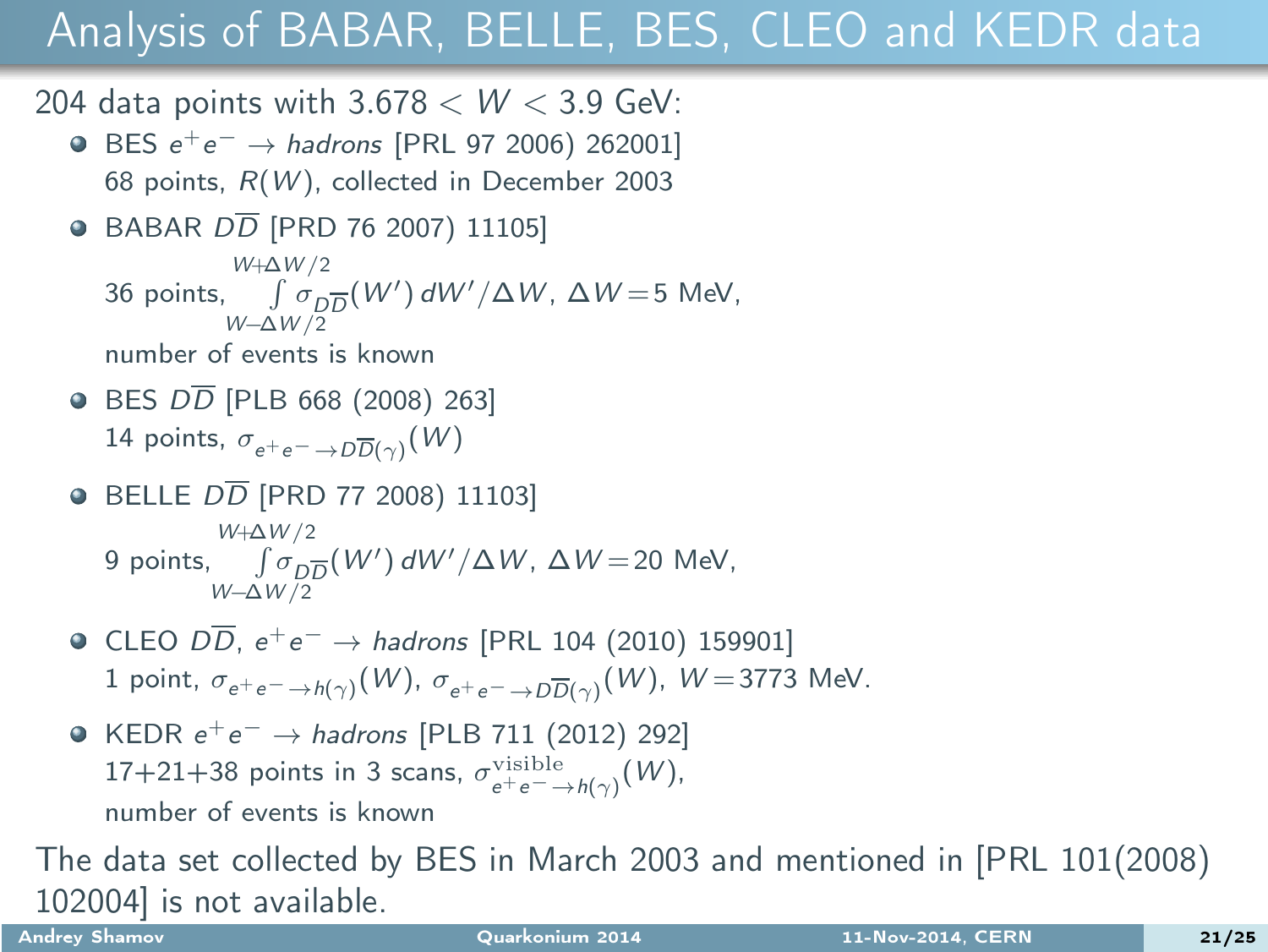# Analysis of BABAR, BELLE, BES, CLEO and KEDR data

204 data points with $3.678 < W < 3.9$ GeV:

- BES $e^+e^- \to hadrons$ [PRL 97 2006) 262001]
  68 points, $R(W)$, collected in December 2003
- BABAR $D\overline{D}$ [PRD 76 2007) 11105]
  36 points, $\int_{W-\Delta W/2}^{W+\Delta W/2} \sigma_{D\overline{D}}(W')\, dW'/\Delta W$, $\Delta W = 5$ MeV,
  number of events is known
- BES $D\overline{D}$ [PLB 668 (2008) 263]
  14 points, $\sigma_{e^+e^- \to D\overline{D}(\gamma)}(W)$
- BELLE $D\overline{D}$ [PRD 77 2008) 11103]
  9 points, $\int_{W-\Delta W/2}^{W+\Delta W/2} \sigma_{D\overline{D}}(W')\, dW'/\Delta W$, $\Delta W = 20$ MeV,
- CLEO $D\overline{D}$, $e^+e^- \to hadrons$ [PRL 104 (2010) 159901]
  1 point, $\sigma_{e^+e^- \to h(\gamma)}(W)$, $\sigma_{e^+e^- \to D\overline{D}(\gamma)}(W)$, $W = 3773$ MeV.
- KEDR $e^+e^- \to hadrons$ [PLB 711 (2012) 292]
  17+21+38 points in 3 scans, $\sigma^{\mathrm{visible}}_{e^+e^- \to h(\gamma)}(W)$,
  number of events is known

The data set collected by BES in March 2003 and mentioned in [PRL 101(2008) 102004] is not available.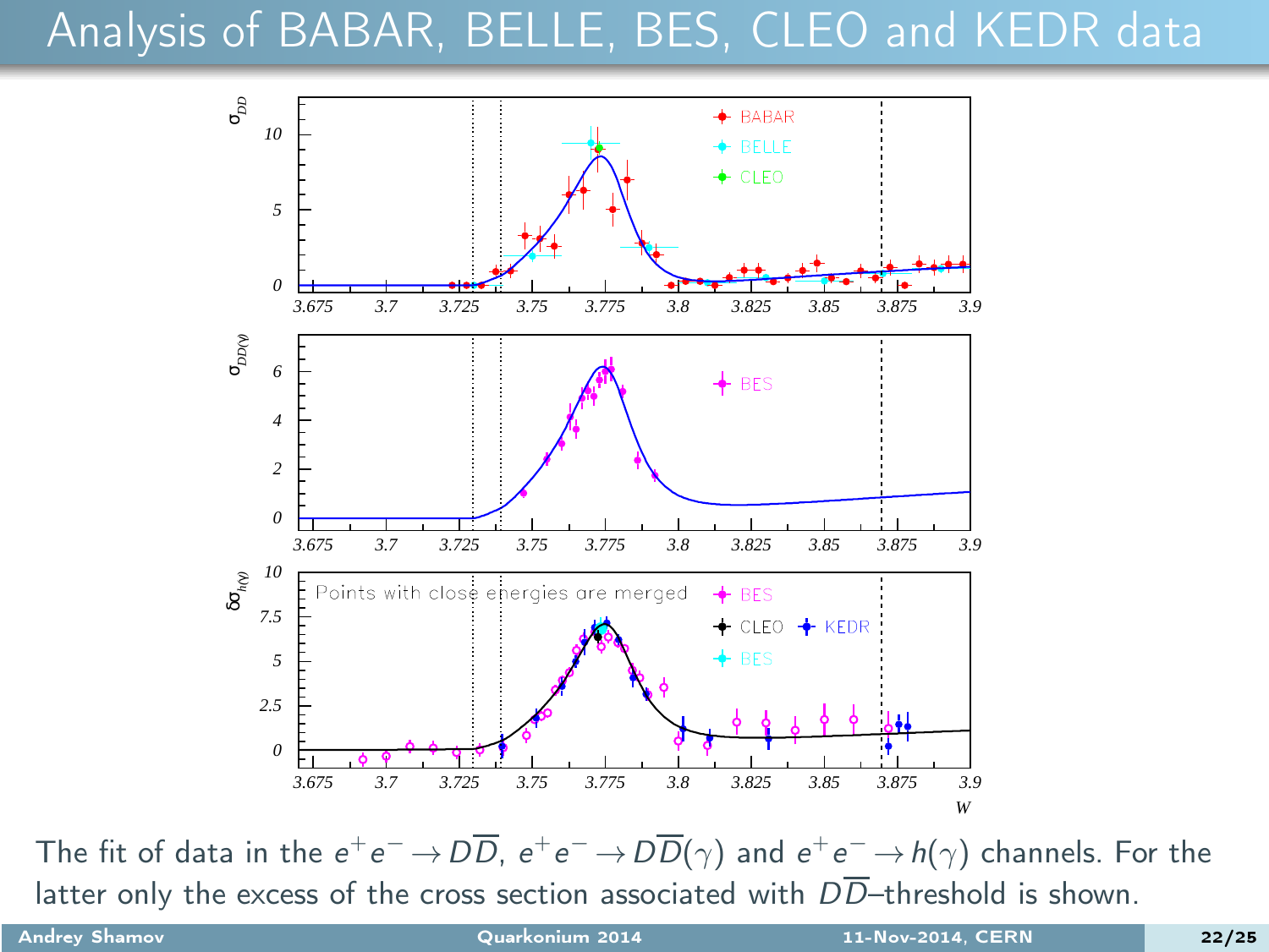# Analysis of BABAR, BELLE, BES, CLEO and KEDR data

The fit of data in the $e^+e^- \to D\overline{D}$, $e^+e^- \to D\overline{D}(\gamma)$ and $e^+e^- \to h(\gamma)$ channels. For the latter only the excess of the cross section associated with $D\overline{D}$–threshold is shown.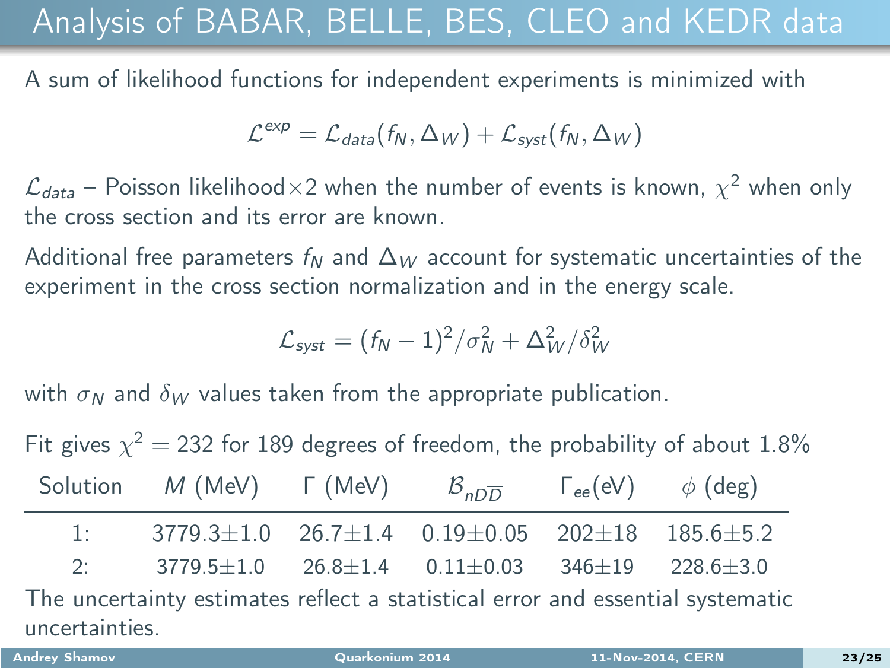# Analysis of BABAR, BELLE, BES, CLEO and KEDR data

A sum of likelihood functions for independent experiments is minimized with

$$\mathcal{L}^{exp} = \mathcal{L}_{data}(f_N, \Delta_W) + \mathcal{L}_{syst}(f_N, \Delta_W)$$

$\mathcal{L}_{data}$ – Poisson likelihood×2 when the number of events is known, $\chi^2$ when only the cross section and its error are known.

Additional free parameters $f_N$ and $\Delta_W$ account for systematic uncertainties of the experiment in the cross section normalization and in the energy scale.

$$\mathcal{L}_{syst} = (f_N - 1)^2/\sigma_N^2 + \Delta_W^2/\delta_W^2$$

with $\sigma_N$ and $\delta_W$ values taken from the appropriate publication.

Fit gives $\chi^2 = 232$ for 189 degrees of freedom, the probability of about 1.8%

| Solution | $M$ (MeV) | $\Gamma$ (MeV) | $\mathcal{B}_{nD\overline{D}}$ | $\Gamma_{ee}$(eV) | $\phi$ (deg) |
|---|---|---|---|---|---|
| 1: | 3779.3±1.0 | 26.7±1.4 | 0.19±0.05 | 202±18 | 185.6±5.2 |
| 2: | 3779.5±1.0 | 26.8±1.4 | 0.11±0.03 | 346±19 | 228.6±3.0 |

The uncertainty estimates reflect a statistical error and essential systematic uncertainties.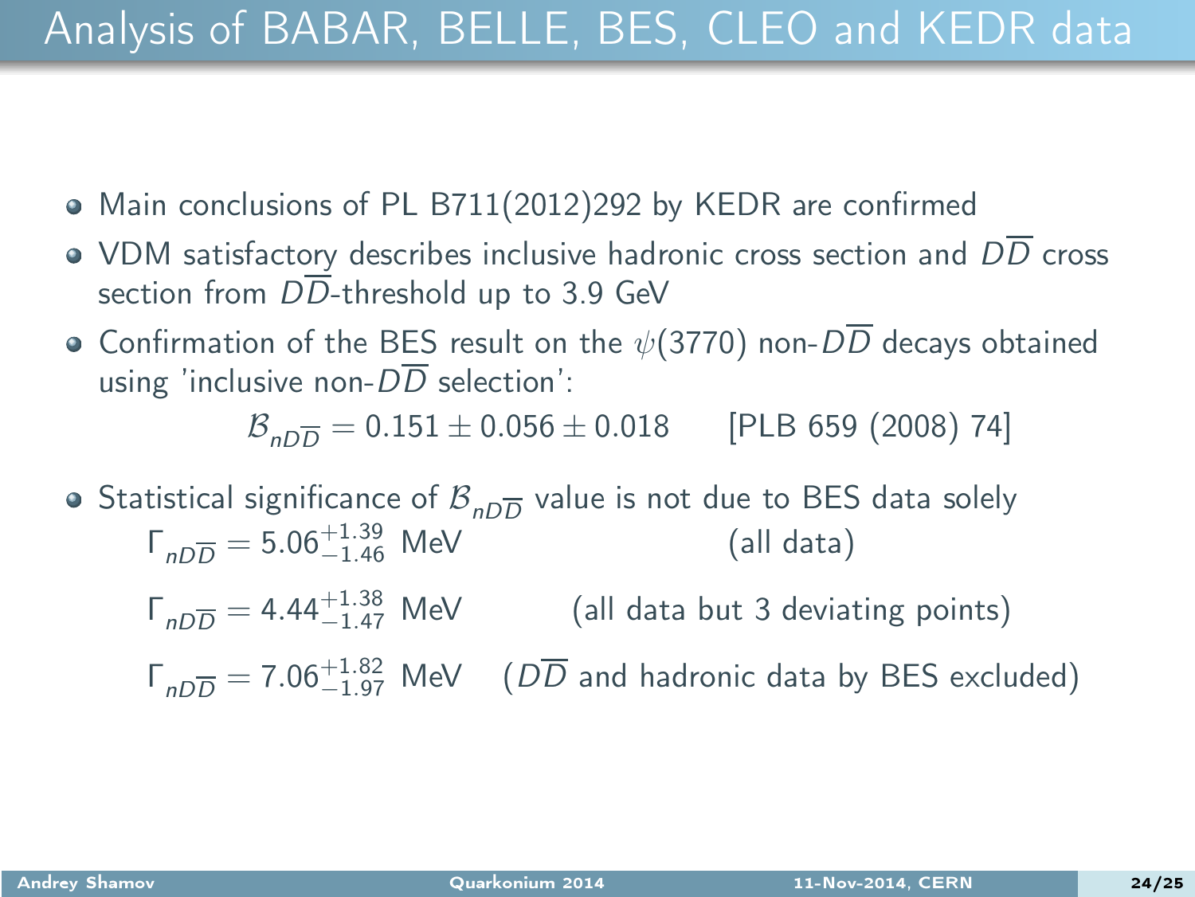# Analysis of BABAR, BELLE, BES, CLEO and KEDR data

- Main conclusions of PL B711(2012)292 by KEDR are confirmed
- VDM satisfactory describes inclusive hadronic cross section and $D\overline{D}$ cross section from $D\overline{D}$-threshold up to 3.9 GeV
- Confirmation of the BES result on the $\psi(3770)$ non-$D\overline{D}$ decays obtained using 'inclusive non-$D\overline{D}$ selection':

$$\mathcal{B}_{nD\overline{D}} = 0.151 \pm 0.056 \pm 0.018 \qquad \text{[PLB 659 (2008) 74]}$$

- Statistical significance of $\mathcal{B}_{nD\overline{D}}$ value is not due to BES data solely

$\Gamma_{nD\overline{D}} = 5.06^{+1.39}_{-1.46}$ MeV (all data)

$\Gamma_{nD\overline{D}} = 4.44^{+1.38}_{-1.47}$ MeV (all data but 3 deviating points)

$\Gamma_{nD\overline{D}} = 7.06^{+1.82}_{-1.97}$ MeV ($D\overline{D}$ and hadronic data by BES excluded)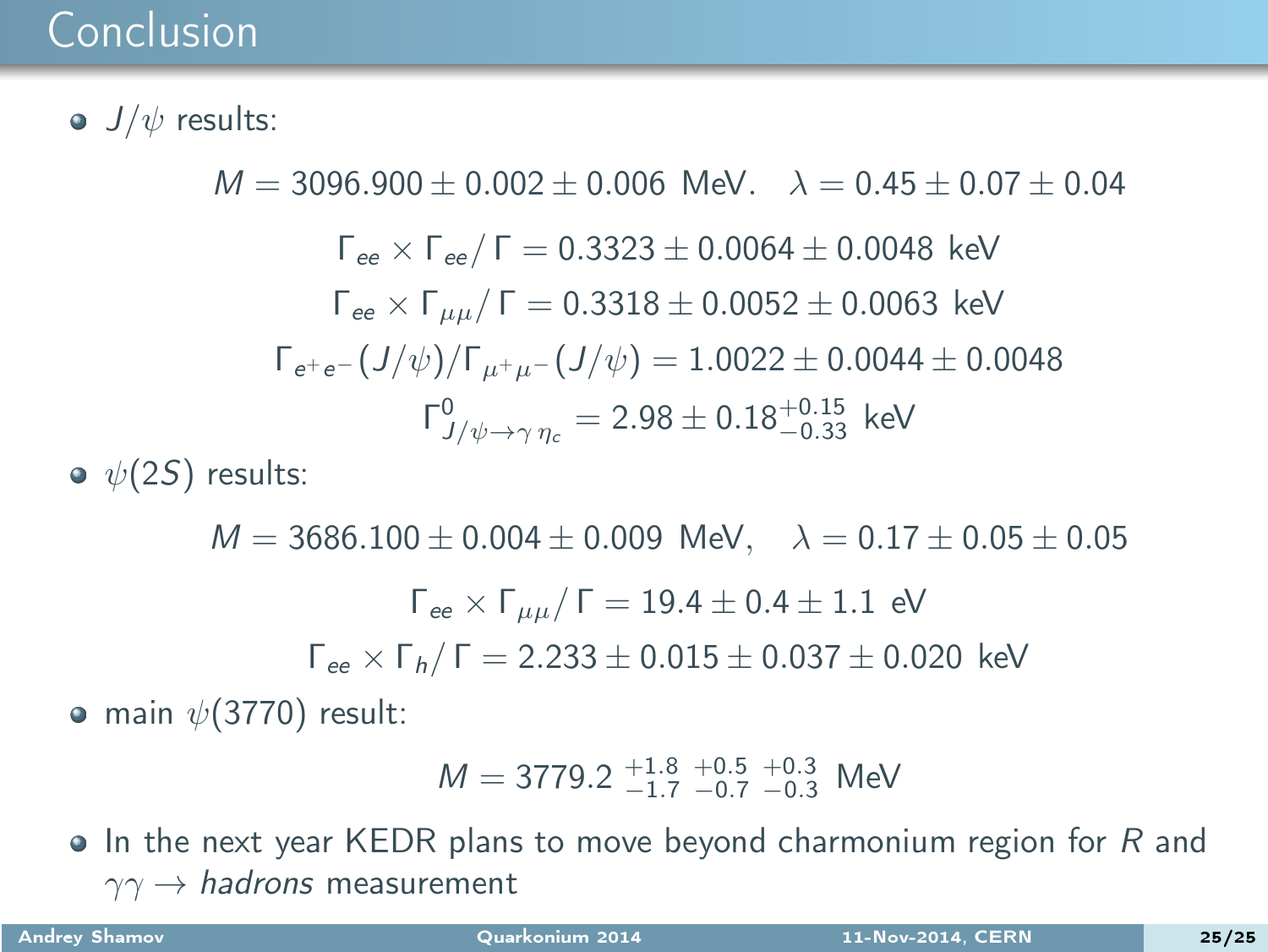# Conclusion

- $J/\psi$ results:

$$M = 3096.900 \pm 0.002 \pm 0.006 \text{ MeV}. \quad \lambda = 0.45 \pm 0.07 \pm 0.04$$

$$\Gamma_{ee} \times \Gamma_{ee}/\Gamma = 0.3323 \pm 0.0064 \pm 0.0048 \text{ keV}$$

$$\Gamma_{ee} \times \Gamma_{\mu\mu}/\Gamma = 0.3318 \pm 0.0052 \pm 0.0063 \text{ keV}$$

$$\Gamma_{e^+e^-}(J/\psi)/\Gamma_{\mu^+\mu^-}(J/\psi) = 1.0022 \pm 0.0044 \pm 0.0048$$

$$\Gamma^0_{J/\psi \to \gamma\,\eta_c} = 2.98 \pm 0.18^{+0.15}_{-0.33} \text{ keV}$$

- $\psi(2S)$ results:

$$M = 3686.100 \pm 0.004 \pm 0.009 \text{ MeV}, \quad \lambda = 0.17 \pm 0.05 \pm 0.05$$

$$\Gamma_{ee} \times \Gamma_{\mu\mu}/\Gamma = 19.4 \pm 0.4 \pm 1.1 \text{ eV}$$

$$\Gamma_{ee} \times \Gamma_{h}/\Gamma = 2.233 \pm 0.015 \pm 0.037 \pm 0.020 \text{ keV}$$

- main $\psi(3770)$ result:

$$M = 3779.2\ ^{+1.8}_{-1.7}\ ^{+0.5}_{-0.7}\ ^{+0.3}_{-0.3} \text{ MeV}$$

- In the next year KEDR plans to move beyond charmonium region for $R$ and $\gamma\gamma \to$ *hadrons* measurement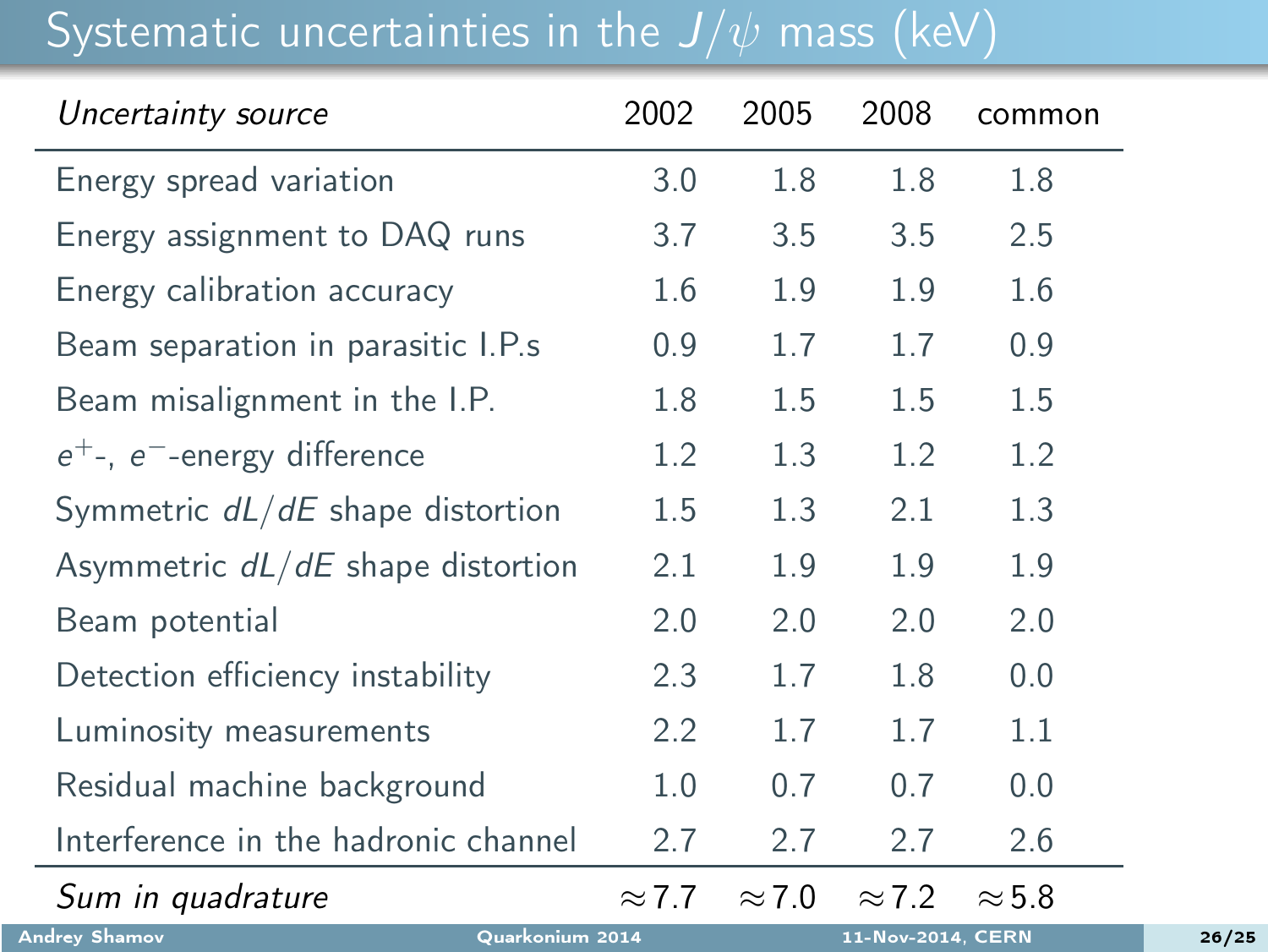# Systematic uncertainties in the $J/\psi$ mass (keV)

| *Uncertainty source* | 2002 | 2005 | 2008 | common |
|---|---|---|---|---|
| Energy spread variation | 3.0 | 1.8 | 1.8 | 1.8 |
| Energy assignment to DAQ runs | 3.7 | 3.5 | 3.5 | 2.5 |
| Energy calibration accuracy | 1.6 | 1.9 | 1.9 | 1.6 |
| Beam separation in parasitic I.P.s | 0.9 | 1.7 | 1.7 | 0.9 |
| Beam misalignment in the I.P. | 1.8 | 1.5 | 1.5 | 1.5 |
| $e^+$-, $e^-$-energy difference | 1.2 | 1.3 | 1.2 | 1.2 |
| Symmetric $dL/dE$ shape distortion | 1.5 | 1.3 | 2.1 | 1.3 |
| Asymmetric $dL/dE$ shape distortion | 2.1 | 1.9 | 1.9 | 1.9 |
| Beam potential | 2.0 | 2.0 | 2.0 | 2.0 |
| Detection efficiency instability | 2.3 | 1.7 | 1.8 | 0.0 |
| Luminosity measurements | 2.2 | 1.7 | 1.7 | 1.1 |
| Residual machine background | 1.0 | 0.7 | 0.7 | 0.0 |
| Interference in the hadronic channel | 2.7 | 2.7 | 2.7 | 2.6 |
| *Sum in quadrature* | $\approx 7.7$ | $\approx 7.0$ | $\approx 7.2$ | $\approx 5.8$ |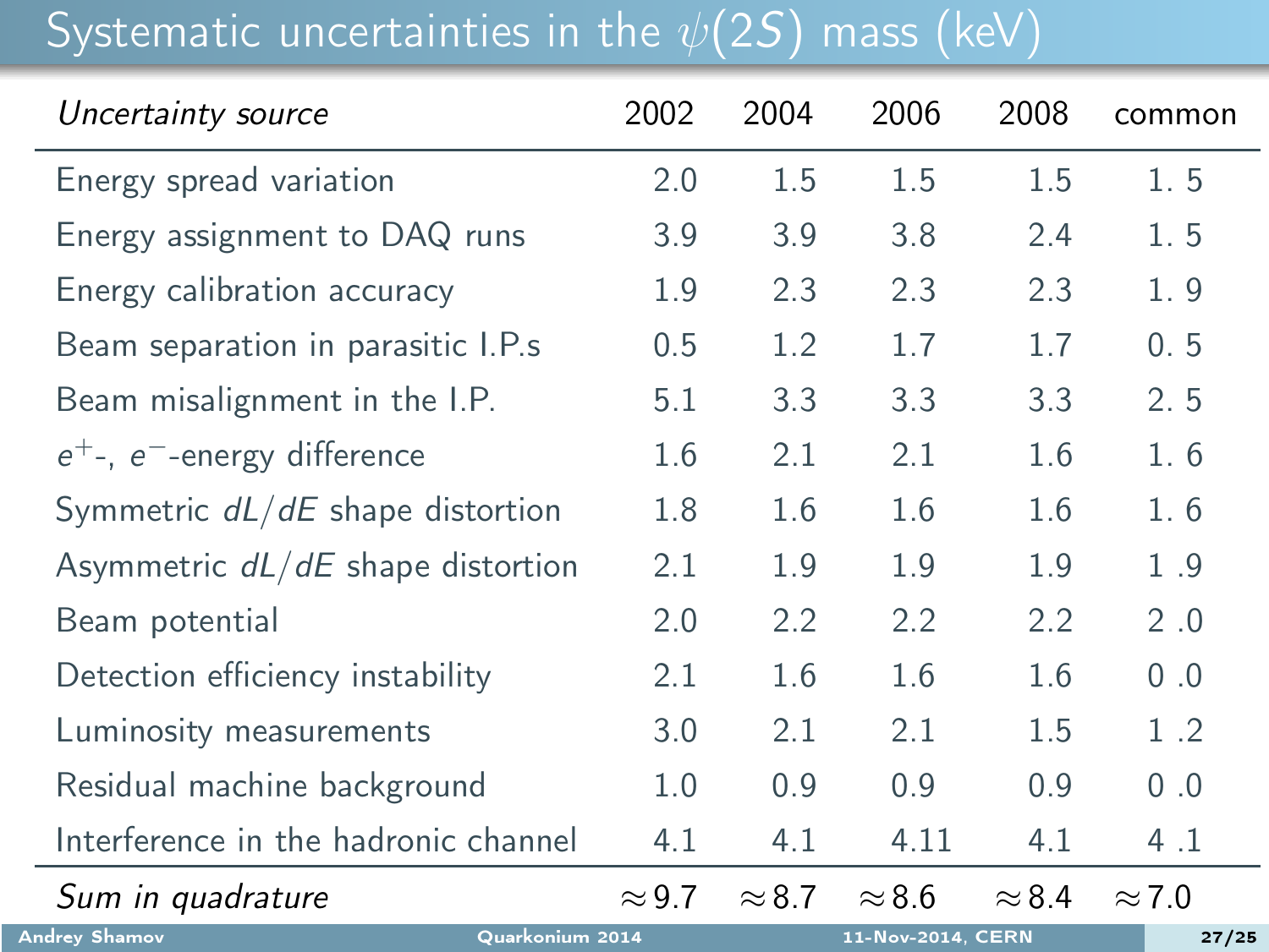# Systematic uncertainties in the $\psi(2S)$ mass (keV)

| *Uncertainty source* | 2002 | 2004 | 2006 | 2008 | common |
|---|---|---|---|---|---|
| Energy spread variation | 2.0 | 1.5 | 1.5 | 1.5 | 1. 5 |
| Energy assignment to DAQ runs | 3.9 | 3.9 | 3.8 | 2.4 | 1. 5 |
| Energy calibration accuracy | 1.9 | 2.3 | 2.3 | 2.3 | 1. 9 |
| Beam separation in parasitic I.P.s | 0.5 | 1.2 | 1.7 | 1.7 | 0. 5 |
| Beam misalignment in the I.P. | 5.1 | 3.3 | 3.3 | 3.3 | 2. 5 |
| $e^+$-, $e^-$-energy difference | 1.6 | 2.1 | 2.1 | 1.6 | 1. 6 |
| Symmetric $dL/dE$ shape distortion | 1.8 | 1.6 | 1.6 | 1.6 | 1. 6 |
| Asymmetric $dL/dE$ shape distortion | 2.1 | 1.9 | 1.9 | 1.9 | 1 .9 |
| Beam potential | 2.0 | 2.2 | 2.2 | 2.2 | 2 .0 |
| Detection efficiency instability | 2.1 | 1.6 | 1.6 | 1.6 | 0 .0 |
| Luminosity measurements | 3.0 | 2.1 | 2.1 | 1.5 | 1 .2 |
| Residual machine background | 1.0 | 0.9 | 0.9 | 0.9 | 0 .0 |
| Interference in the hadronic channel | 4.1 | 4.1 | 4.11 | 4.1 | 4 .1 |
| *Sum in quadrature* | $\approx 9.7$ | $\approx 8.7$ | $\approx 8.6$ | $\approx 8.4$ | $\approx 7.0$ |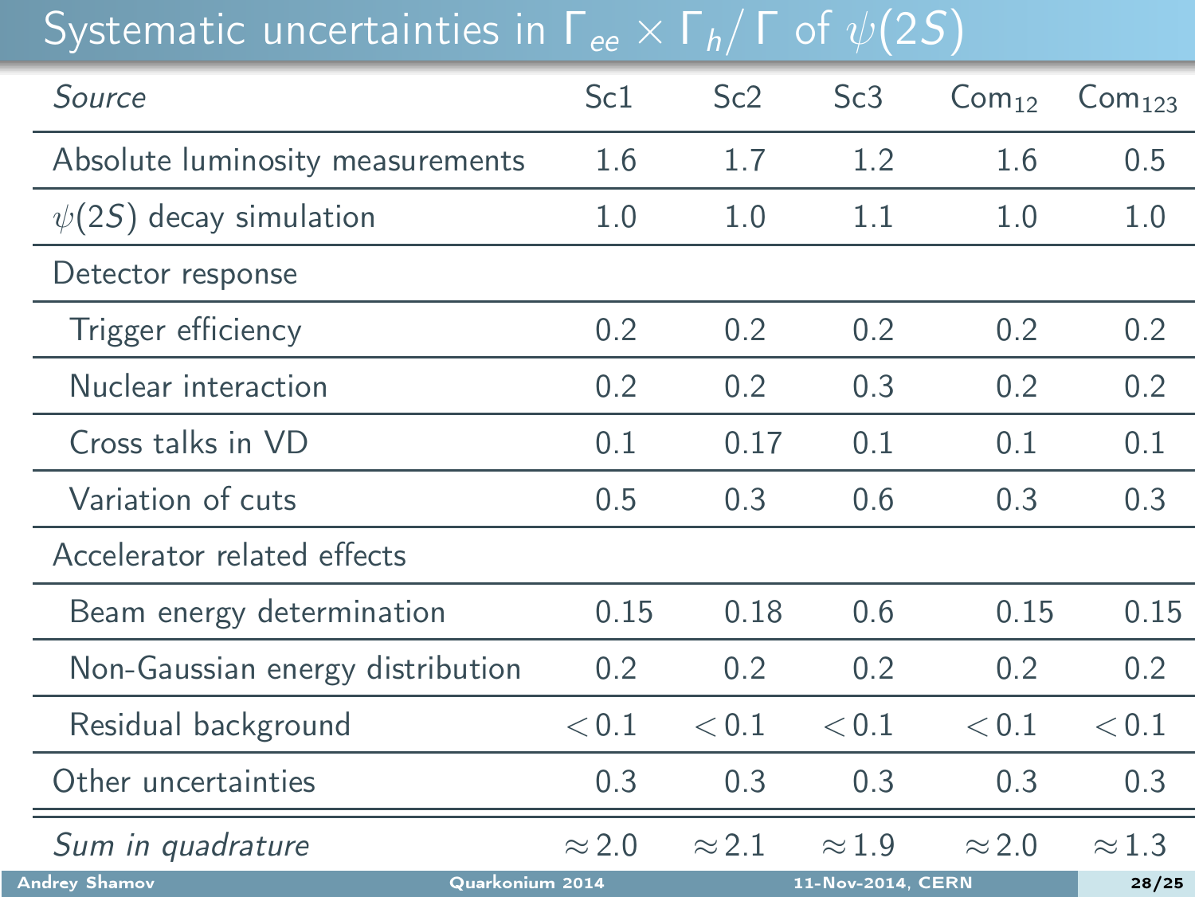# Systematic uncertainties in $\Gamma_{ee} \times \Gamma_h / \Gamma$ of $\psi(2S)$

| *Source* | Sc1 | Sc2 | Sc3 | $Com_{12}$ | $Com_{123}$ |
|---|---|---|---|---|---|
| Absolute luminosity measurements | 1.6 | 1.7 | 1.2 | 1.6 | 0.5 |
| $\psi(2S)$ decay simulation | 1.0 | 1.0 | 1.1 | 1.0 | 1.0 |
| Detector response | | | | | |
| Trigger efficiency | 0.2 | 0.2 | 0.2 | 0.2 | 0.2 |
| Nuclear interaction | 0.2 | 0.2 | 0.3 | 0.2 | 0.2 |
| Cross talks in VD | 0.1 | 0.17 | 0.1 | 0.1 | 0.1 |
| Variation of cuts | 0.5 | 0.3 | 0.6 | 0.3 | 0.3 |
| Accelerator related effects | | | | | |
| Beam energy determination | 0.15 | 0.18 | 0.6 | 0.15 | 0.15 |
| Non-Gaussian energy distribution | 0.2 | 0.2 | 0.2 | 0.2 | 0.2 |
| Residual background | $<0.1$ | $<0.1$ | $<0.1$ | $<0.1$ | $<0.1$ |
| Other uncertainties | 0.3 | 0.3 | 0.3 | 0.3 | 0.3 |
| *Sum in quadrature* | $\approx 2.0$ | $\approx 2.1$ | $\approx 1.9$ | $\approx 2.0$ | $\approx 1.3$ |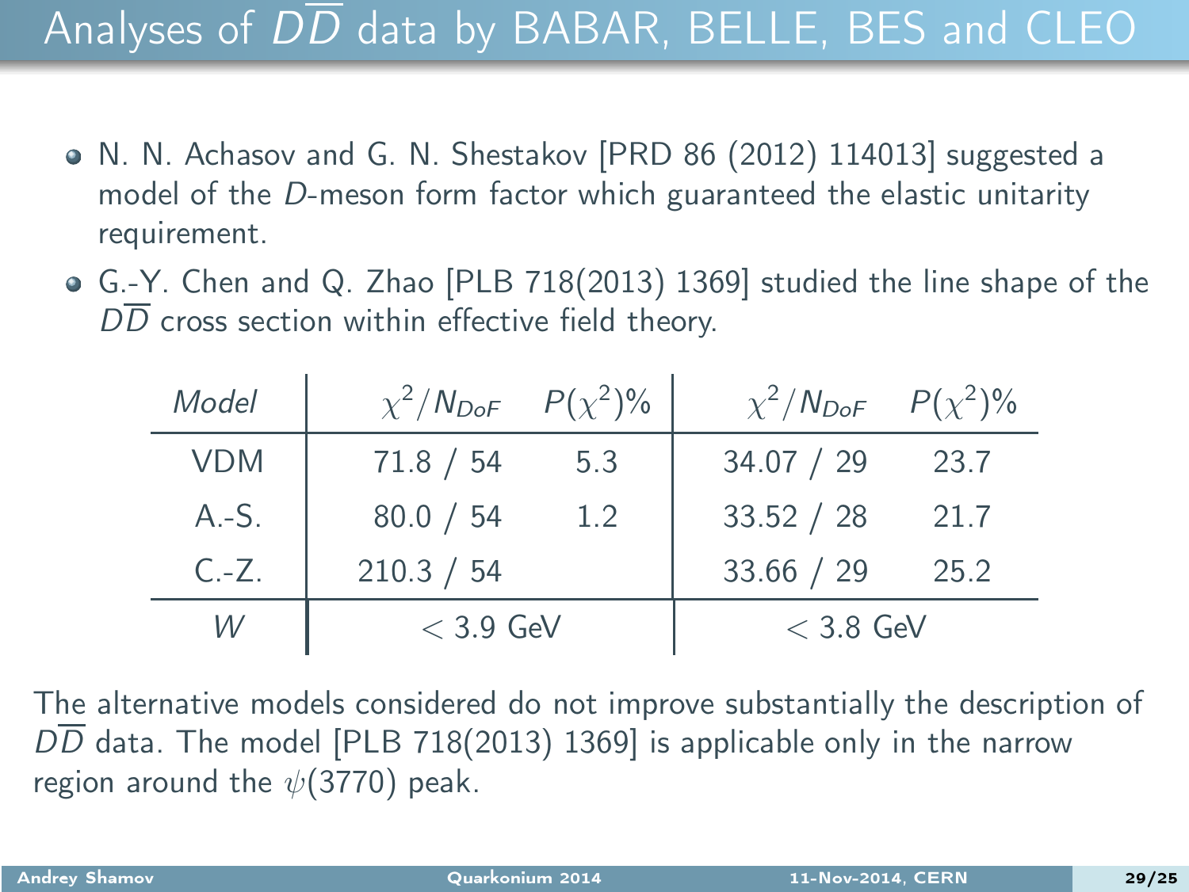# Analyses of $D\overline{D}$ data by BABAR, BELLE, BES and CLEO

- N. N. Achasov and G. N. Shestakov [PRD 86 (2012) 114013] suggested a model of the $D$-meson form factor which guaranteed the elastic unitarity requirement.
- G.-Y. Chen and Q. Zhao [PLB 718(2013) 1369] studied the line shape of the $D\overline{D}$ cross section within effective field theory.

| *Model* | $\chi^2/N_{DoF}$ | $P(\chi^2)\%$ | $\chi^2/N_{DoF}$ | $P(\chi^2)\%$ |
|---|---|---|---|---|
| VDM | 71.8 / 54 | 5.3 | 34.07 / 29 | 23.7 |
| A.-S. | 80.0 / 54 | 1.2 | 33.52 / 28 | 21.7 |
| C.-Z. | 210.3 / 54 | | 33.66 / 29 | 25.2 |
| $W$ | $< 3.9$ GeV | | $< 3.8$ GeV | |

The alternative models considered do not improve substantially the description of $D\overline{D}$ data. The model [PLB 718(2013) 1369] is applicable only in the narrow region around the $\psi(3770)$ peak.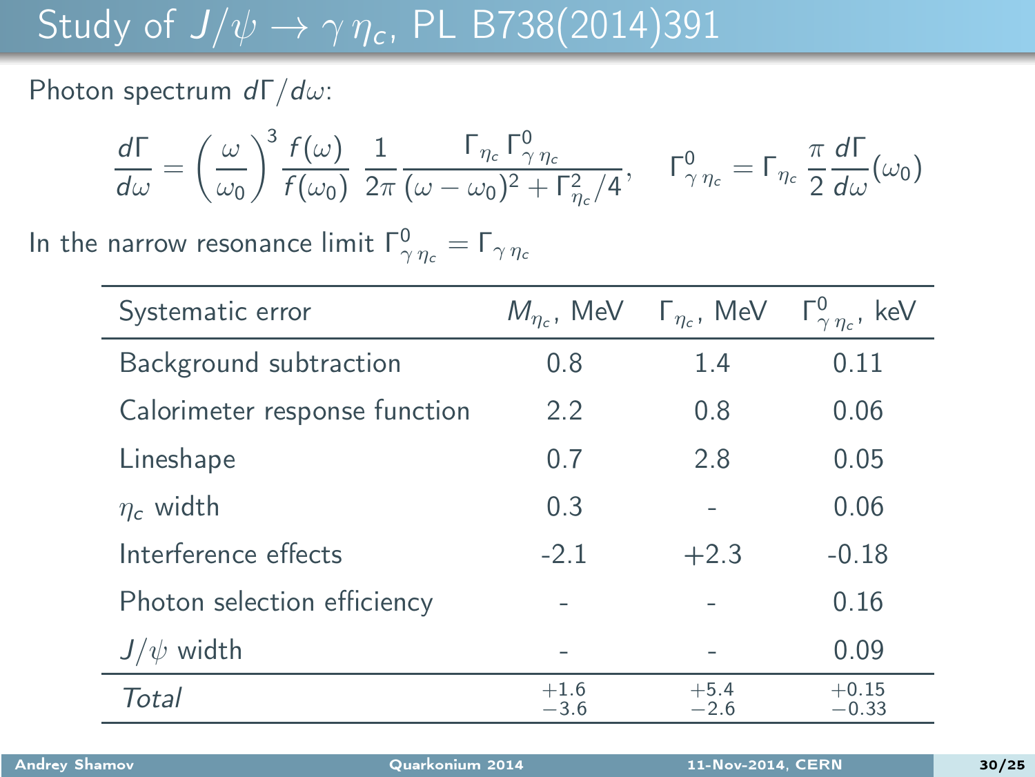# Study of $J/\psi \to \gamma\,\eta_c$, PL B738(2014)391

Photon spectrum $d\Gamma/d\omega$:

$$\frac{d\Gamma}{d\omega} = \left(\frac{\omega}{\omega_0}\right)^3 \frac{f(\omega)}{f(\omega_0)}\,\frac{1}{2\pi}\frac{\Gamma_{\eta_c}\,\Gamma^0_{\gamma\,\eta_c}}{(\omega-\omega_0)^2+\Gamma^2_{\eta_c}/4}, \quad \Gamma^0_{\gamma\,\eta_c} = \Gamma_{\eta_c}\,\frac{\pi}{2}\frac{d\Gamma}{d\omega}(\omega_0)$$

In the narrow resonance limit $\Gamma^0_{\gamma\,\eta_c} = \Gamma_{\gamma\,\eta_c}$

| Systematic error | $M_{\eta_c}$, MeV | $\Gamma_{\eta_c}$, MeV | $\Gamma^0_{\gamma\,\eta_c}$, keV |
|---|---|---|---|
| Background subtraction | 0.8 | 1.4 | 0.11 |
| Calorimeter response function | 2.2 | 0.8 | 0.06 |
| Lineshape | 0.7 | 2.8 | 0.05 |
| $\eta_c$ width | 0.3 | - | 0.06 |
| Interference effects | -2.1 | +2.3 | -0.18 |
| Photon selection efficiency | - | - | 0.16 |
| $J/\psi$ width | - | - | 0.09 |
| *Total* | $^{+1.6}_{-3.6}$ | $^{+5.4}_{-2.6}$ | $^{+0.15}_{-0.33}$ |